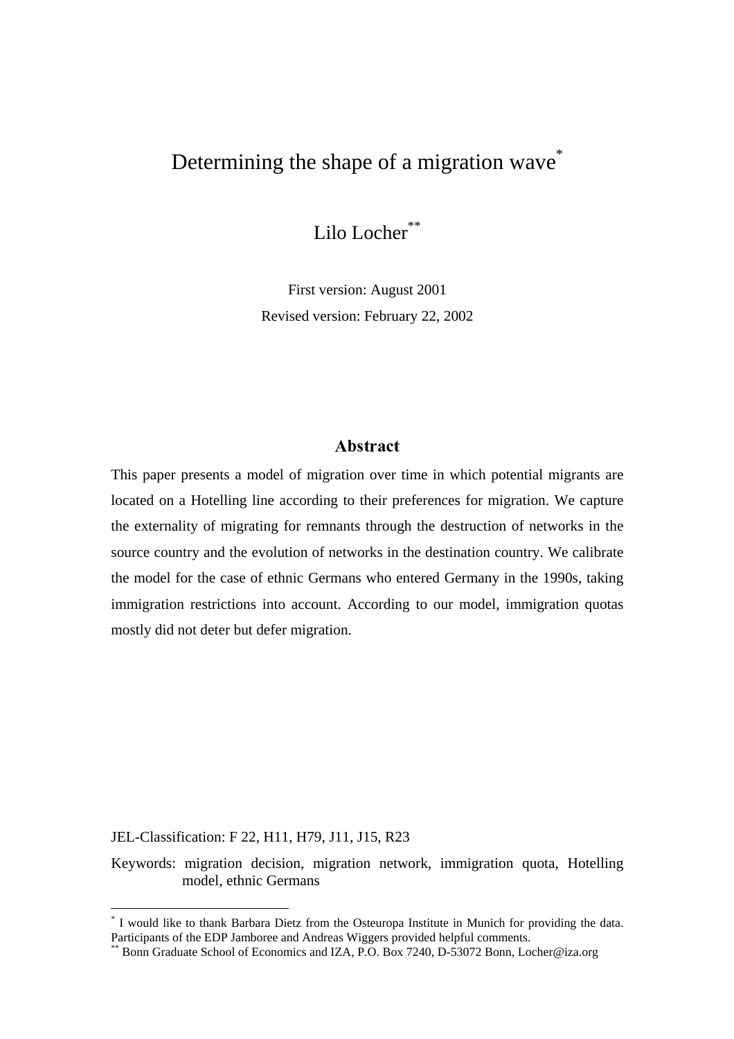# Determining the shape of a migration wave[*]

Lilo Locher[**]

First version: August 2001

Revised version: February 22, 2002

## Abstract

This paper presents a model of migration over time in which potential migrants are located on a Hotelling line according to their preferences for migration. We capture the externality of migrating for remnants through the destruction of networks in the source country and the evolution of networks in the destination country. We calibrate the model for the case of ethnic Germans who entered Germany in the 1990s, taking immigration restrictions into account. According to our model, immigration quotas mostly did not deter but defer migration.

JEL-Classification: F 22, H11, H79, J11, J15, R23

Keywords: migration decision, migration network, immigration quota, Hotelling model, ethnic Germans

---

[*] I would like to thank Barbara Dietz from the Osteuropa Institute in Munich for providing the data. Participants of the EDP Jamboree and Andreas Wiggers provided helpful comments.

[**] Bonn Graduate School of Economics and IZA, P.O. Box 7240, D-53072 Bonn, Locher@iza.org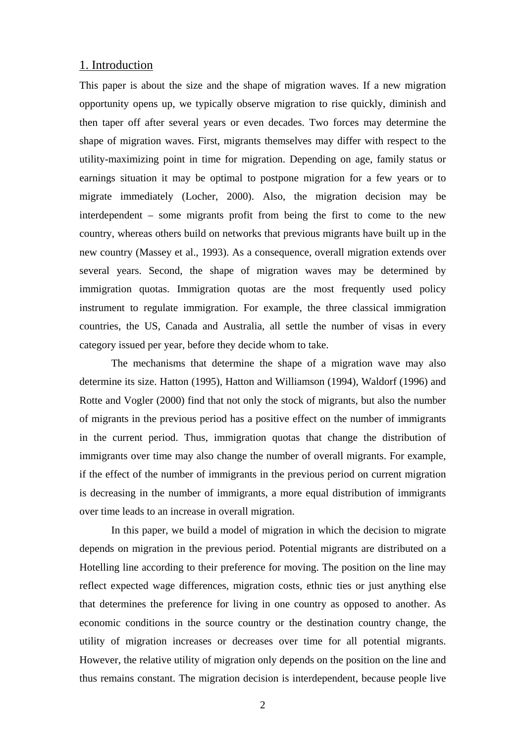## 1. Introduction

This paper is about the size and the shape of migration waves. If a new migration opportunity opens up, we typically observe migration to rise quickly, diminish and then taper off after several years or even decades. Two forces may determine the shape of migration waves. First, migrants themselves may differ with respect to the utility-maximizing point in time for migration. Depending on age, family status or earnings situation it may be optimal to postpone migration for a few years or to migrate immediately (Locher, 2000). Also, the migration decision may be interdependent – some migrants profit from being the first to come to the new country, whereas others build on networks that previous migrants have built up in the new country (Massey et al., 1993). As a consequence, overall migration extends over several years. Second, the shape of migration waves may be determined by immigration quotas. Immigration quotas are the most frequently used policy instrument to regulate immigration. For example, the three classical immigration countries, the US, Canada and Australia, all settle the number of visas in every category issued per year, before they decide whom to take.

The mechanisms that determine the shape of a migration wave may also determine its size. Hatton (1995), Hatton and Williamson (1994), Waldorf (1996) and Rotte and Vogler (2000) find that not only the stock of migrants, but also the number of migrants in the previous period has a positive effect on the number of immigrants in the current period. Thus, immigration quotas that change the distribution of immigrants over time may also change the number of overall migrants. For example, if the effect of the number of immigrants in the previous period on current migration is decreasing in the number of immigrants, a more equal distribution of immigrants over time leads to an increase in overall migration.

In this paper, we build a model of migration in which the decision to migrate depends on migration in the previous period. Potential migrants are distributed on a Hotelling line according to their preference for moving. The position on the line may reflect expected wage differences, migration costs, ethnic ties or just anything else that determines the preference for living in one country as opposed to another. As economic conditions in the source country or the destination country change, the utility of migration increases or decreases over time for all potential migrants. However, the relative utility of migration only depends on the position on the line and thus remains constant. The migration decision is interdependent, because people live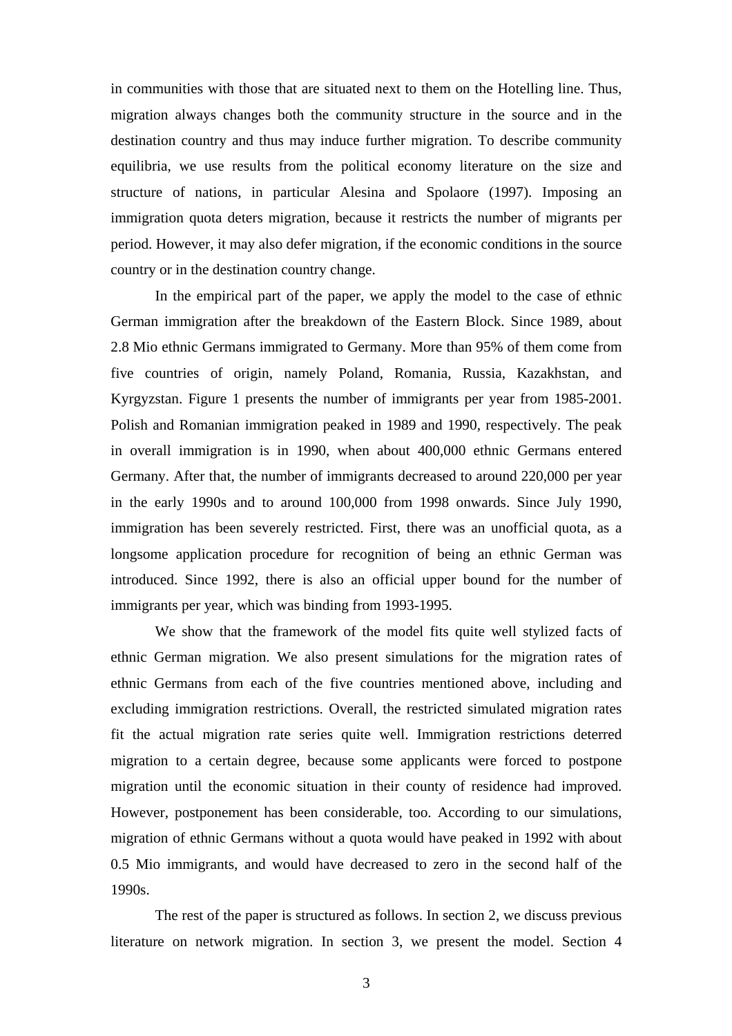in communities with those that are situated next to them on the Hotelling line. Thus, migration always changes both the community structure in the source and in the destination country and thus may induce further migration. To describe community equilibria, we use results from the political economy literature on the size and structure of nations, in particular Alesina and Spolaore (1997). Imposing an immigration quota deters migration, because it restricts the number of migrants per period. However, it may also defer migration, if the economic conditions in the source country or in the destination country change.

In the empirical part of the paper, we apply the model to the case of ethnic German immigration after the breakdown of the Eastern Block. Since 1989, about 2.8 Mio ethnic Germans immigrated to Germany. More than 95% of them come from five countries of origin, namely Poland, Romania, Russia, Kazakhstan, and Kyrgyzstan. Figure 1 presents the number of immigrants per year from 1985-2001. Polish and Romanian immigration peaked in 1989 and 1990, respectively. The peak in overall immigration is in 1990, when about 400,000 ethnic Germans entered Germany. After that, the number of immigrants decreased to around 220,000 per year in the early 1990s and to around 100,000 from 1998 onwards. Since July 1990, immigration has been severely restricted. First, there was an unofficial quota, as a longsome application procedure for recognition of being an ethnic German was introduced. Since 1992, there is also an official upper bound for the number of immigrants per year, which was binding from 1993-1995.

We show that the framework of the model fits quite well stylized facts of ethnic German migration. We also present simulations for the migration rates of ethnic Germans from each of the five countries mentioned above, including and excluding immigration restrictions. Overall, the restricted simulated migration rates fit the actual migration rate series quite well. Immigration restrictions deterred migration to a certain degree, because some applicants were forced to postpone migration until the economic situation in their county of residence had improved. However, postponement has been considerable, too. According to our simulations, migration of ethnic Germans without a quota would have peaked in 1992 with about 0.5 Mio immigrants, and would have decreased to zero in the second half of the 1990s.

The rest of the paper is structured as follows. In section 2, we discuss previous literature on network migration. In section 3, we present the model. Section 4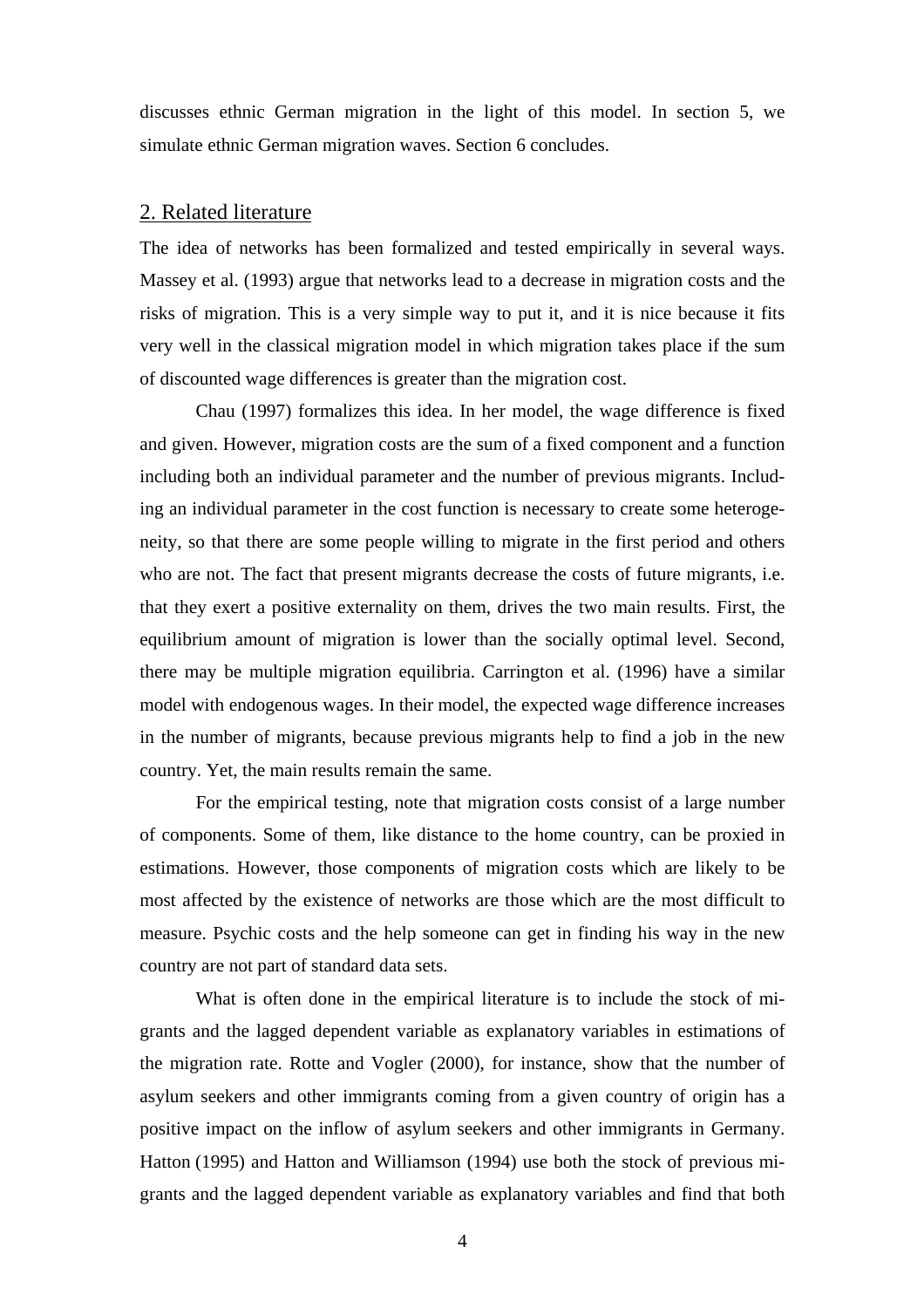discusses ethnic German migration in the light of this model. In section 5, we simulate ethnic German migration waves. Section 6 concludes.

## 2. Related literature

The idea of networks has been formalized and tested empirically in several ways. Massey et al. (1993) argue that networks lead to a decrease in migration costs and the risks of migration. This is a very simple way to put it, and it is nice because it fits very well in the classical migration model in which migration takes place if the sum of discounted wage differences is greater than the migration cost.

Chau (1997) formalizes this idea. In her model, the wage difference is fixed and given. However, migration costs are the sum of a fixed component and a function including both an individual parameter and the number of previous migrants. Including an individual parameter in the cost function is necessary to create some heterogeneity, so that there are some people willing to migrate in the first period and others who are not. The fact that present migrants decrease the costs of future migrants, i.e. that they exert a positive externality on them, drives the two main results. First, the equilibrium amount of migration is lower than the socially optimal level. Second, there may be multiple migration equilibria. Carrington et al. (1996) have a similar model with endogenous wages. In their model, the expected wage difference increases in the number of migrants, because previous migrants help to find a job in the new country. Yet, the main results remain the same.

For the empirical testing, note that migration costs consist of a large number of components. Some of them, like distance to the home country, can be proxied in estimations. However, those components of migration costs which are likely to be most affected by the existence of networks are those which are the most difficult to measure. Psychic costs and the help someone can get in finding his way in the new country are not part of standard data sets.

What is often done in the empirical literature is to include the stock of migrants and the lagged dependent variable as explanatory variables in estimations of the migration rate. Rotte and Vogler (2000), for instance, show that the number of asylum seekers and other immigrants coming from a given country of origin has a positive impact on the inflow of asylum seekers and other immigrants in Germany. Hatton (1995) and Hatton and Williamson (1994) use both the stock of previous migrants and the lagged dependent variable as explanatory variables and find that both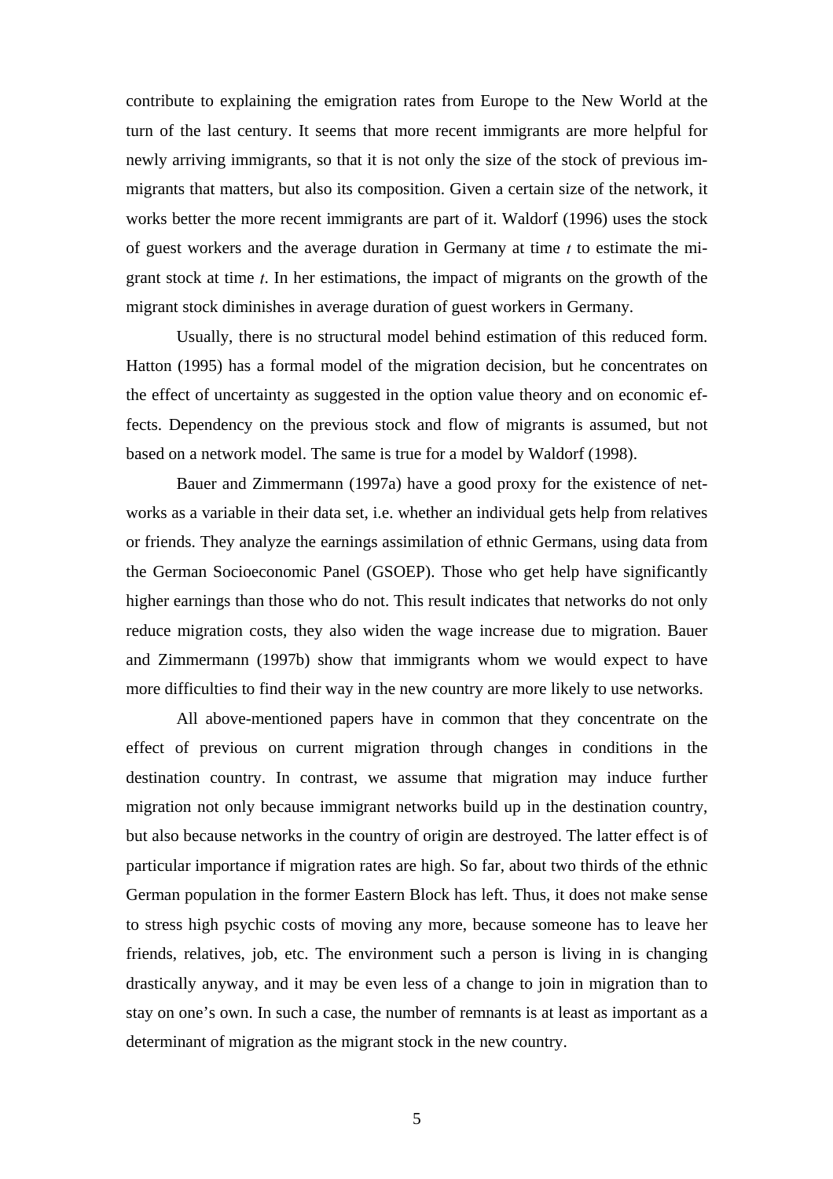contribute to explaining the emigration rates from Europe to the New World at the turn of the last century. It seems that more recent immigrants are more helpful for newly arriving immigrants, so that it is not only the size of the stock of previous immigrants that matters, but also its composition. Given a certain size of the network, it works better the more recent immigrants are part of it. Waldorf (1996) uses the stock of guest workers and the average duration in Germany at time $t$ to estimate the migrant stock at time $t$. In her estimations, the impact of migrants on the growth of the migrant stock diminishes in average duration of guest workers in Germany.

Usually, there is no structural model behind estimation of this reduced form. Hatton (1995) has a formal model of the migration decision, but he concentrates on the effect of uncertainty as suggested in the option value theory and on economic effects. Dependency on the previous stock and flow of migrants is assumed, but not based on a network model. The same is true for a model by Waldorf (1998).

Bauer and Zimmermann (1997a) have a good proxy for the existence of networks as a variable in their data set, i.e. whether an individual gets help from relatives or friends. They analyze the earnings assimilation of ethnic Germans, using data from the German Socioeconomic Panel (GSOEP). Those who get help have significantly higher earnings than those who do not. This result indicates that networks do not only reduce migration costs, they also widen the wage increase due to migration. Bauer and Zimmermann (1997b) show that immigrants whom we would expect to have more difficulties to find their way in the new country are more likely to use networks.

All above-mentioned papers have in common that they concentrate on the effect of previous on current migration through changes in conditions in the destination country. In contrast, we assume that migration may induce further migration not only because immigrant networks build up in the destination country, but also because networks in the country of origin are destroyed. The latter effect is of particular importance if migration rates are high. So far, about two thirds of the ethnic German population in the former Eastern Block has left. Thus, it does not make sense to stress high psychic costs of moving any more, because someone has to leave her friends, relatives, job, etc. The environment such a person is living in is changing drastically anyway, and it may be even less of a change to join in migration than to stay on one's own. In such a case, the number of remnants is at least as important as a determinant of migration as the migrant stock in the new country.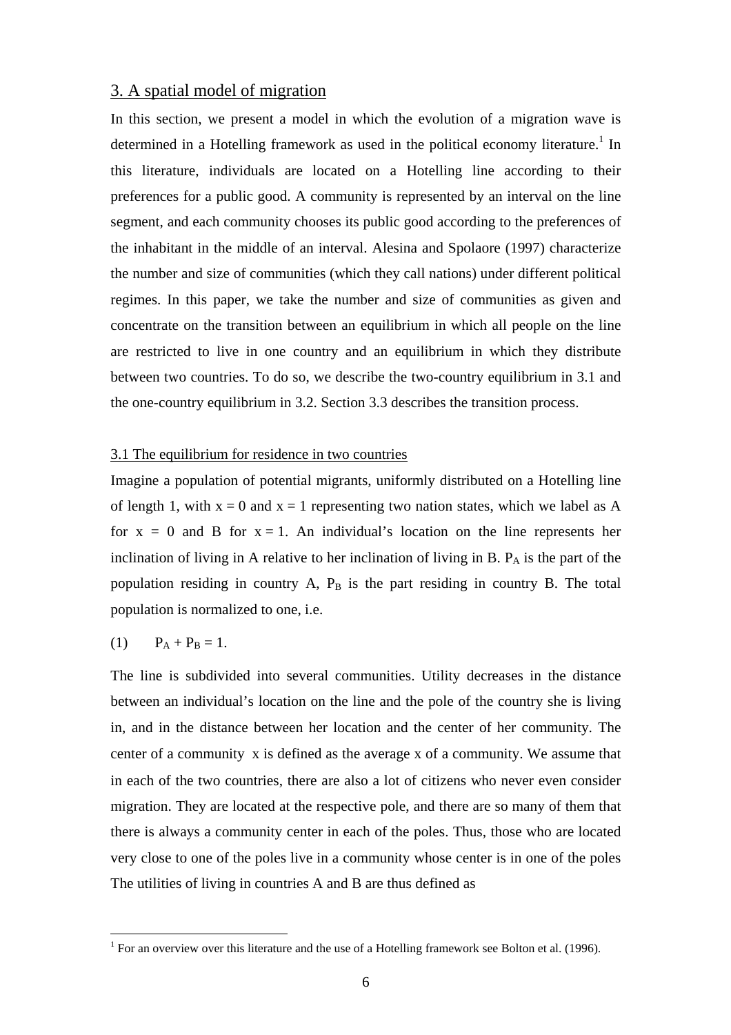## 3. A spatial model of migration

In this section, we present a model in which the evolution of a migration wave is determined in a Hotelling framework as used in the political economy literature.[1] In this literature, individuals are located on a Hotelling line according to their preferences for a public good. A community is represented by an interval on the line segment, and each community chooses its public good according to the preferences of the inhabitant in the middle of an interval. Alesina and Spolaore (1997) characterize the number and size of communities (which they call nations) under different political regimes. In this paper, we take the number and size of communities as given and concentrate on the transition between an equilibrium in which all people on the line are restricted to live in one country and an equilibrium in which they distribute between two countries. To do so, we describe the two-country equilibrium in 3.1 and the one-country equilibrium in 3.2. Section 3.3 describes the transition process.

### 3.1 The equilibrium for residence in two countries

Imagine a population of potential migrants, uniformly distributed on a Hotelling line of length 1, with $x = 0$ and $x = 1$ representing two nation states, which we label as A for $x = 0$ and B for $x = 1$. An individual's location on the line represents her inclination of living in A relative to her inclination of living in B. $P_A$ is the part of the population residing in country A, $P_B$ is the part residing in country B. The total population is normalized to one, i.e.

$$(1) \qquad P_A + P_B = 1.$$

The line is subdivided into several communities. Utility decreases in the distance between an individual's location on the line and the pole of the country she is living in, and in the distance between her location and the center of her community. The center of a community x is defined as the average x of a community. We assume that in each of the two countries, there are also a lot of citizens who never even consider migration. They are located at the respective pole, and there are so many of them that there is always a community center in each of the poles. Thus, those who are located very close to one of the poles live in a community whose center is in one of the poles The utilities of living in countries A and B are thus defined as

[1] For an overview over this literature and the use of a Hotelling framework see Bolton et al. (1996).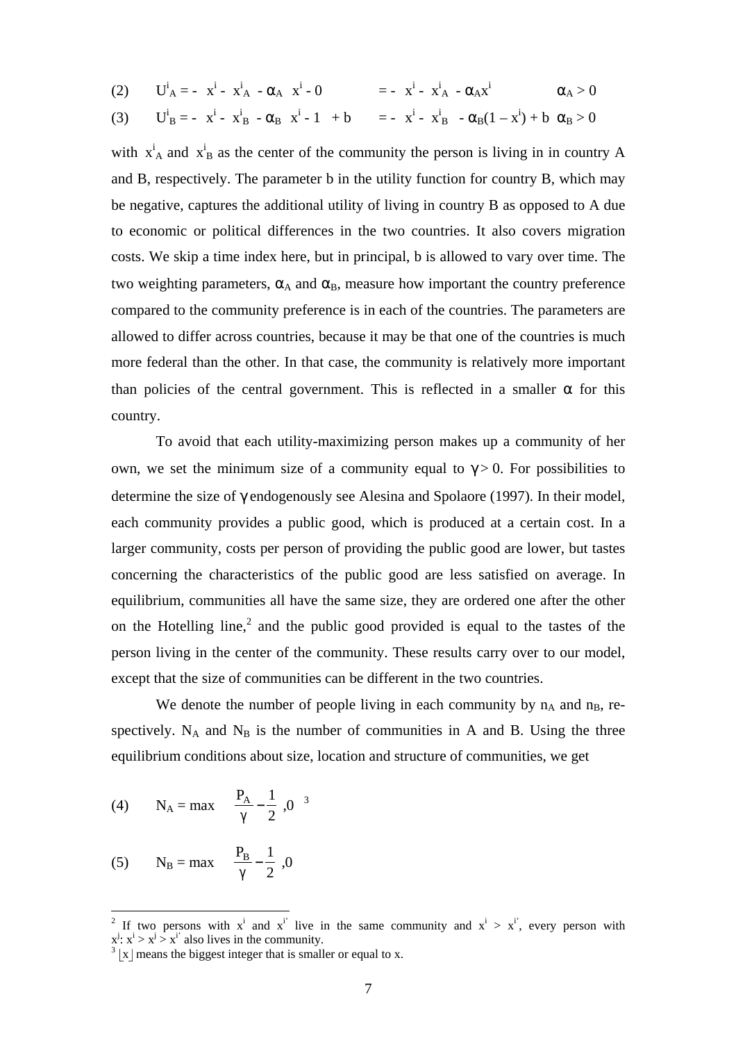$$(2) \qquad U^i_A = -\left| x^i - x^i_A \right| - \alpha_A \left| x^i - 0 \right| \qquad = -\left| x^i - x^i_A \right| - \alpha_A x^i \qquad \alpha_A > 0$$

$$(3) \qquad U^i_B = -\left| x^i - x^i_B \right| - \alpha_B \left| x^i - 1 \right| + b \qquad = -\left| x^i - x^i_B \right| - \alpha_B(1 - x^i) + b \quad \alpha_B > 0$$

with $x^i_A$ and $x^i_B$ as the center of the community the person is living in in country A and B, respectively. The parameter b in the utility function for country B, which may be negative, captures the additional utility of living in country B as opposed to A due to economic or political differences in the two countries. It also covers migration costs. We skip a time index here, but in principal, b is allowed to vary over time. The two weighting parameters, $\alpha_A$ and $\alpha_B$, measure how important the country preference compared to the community preference is in each of the countries. The parameters are allowed to differ across countries, because it may be that one of the countries is much more federal than the other. In that case, the community is relatively more important than policies of the central government. This is reflected in a smaller $\alpha$ for this country.

To avoid that each utility-maximizing person makes up a community of her own, we set the minimum size of a community equal to $\gamma > 0$. For possibilities to determine the size of $\gamma$ endogenously see Alesina and Spolaore (1997). In their model, each community provides a public good, which is produced at a certain cost. In a larger community, costs per person of providing the public good are lower, but tastes concerning the characteristics of the public good are less satisfied on average. In equilibrium, communities all have the same size, they are ordered one after the other on the Hotelling line,[2] and the public good provided is equal to the tastes of the person living in the center of the community. These results carry over to our model, except that the size of communities can be different in the two countries.

We denote the number of people living in each community by $n_A$ and $n_B$, respectively. $N_A$ and $N_B$ is the number of communities in A and B. Using the three equilibrium conditions about size, location and structure of communities, we get

$$(4) \qquad N_A = \max\left\{ \left\lfloor \frac{P_A}{\gamma} - \frac{1}{2} \right\rfloor, 0 \right\}$$ [3]

$$(5) \qquad N_B = \max\left\{ \left\lfloor \frac{P_B}{\gamma} - \frac{1}{2} \right\rfloor, 0 \right\}$$

---

[2] If two persons with $x^i$ and $x^{i'}$ live in the same community and $x^i > x^{i'}$, every person with $x^j$: $x^i > x^j > x^{i'}$ also lives in the community.

[3] $\lfloor x \rfloor$ means the biggest integer that is smaller or equal to x.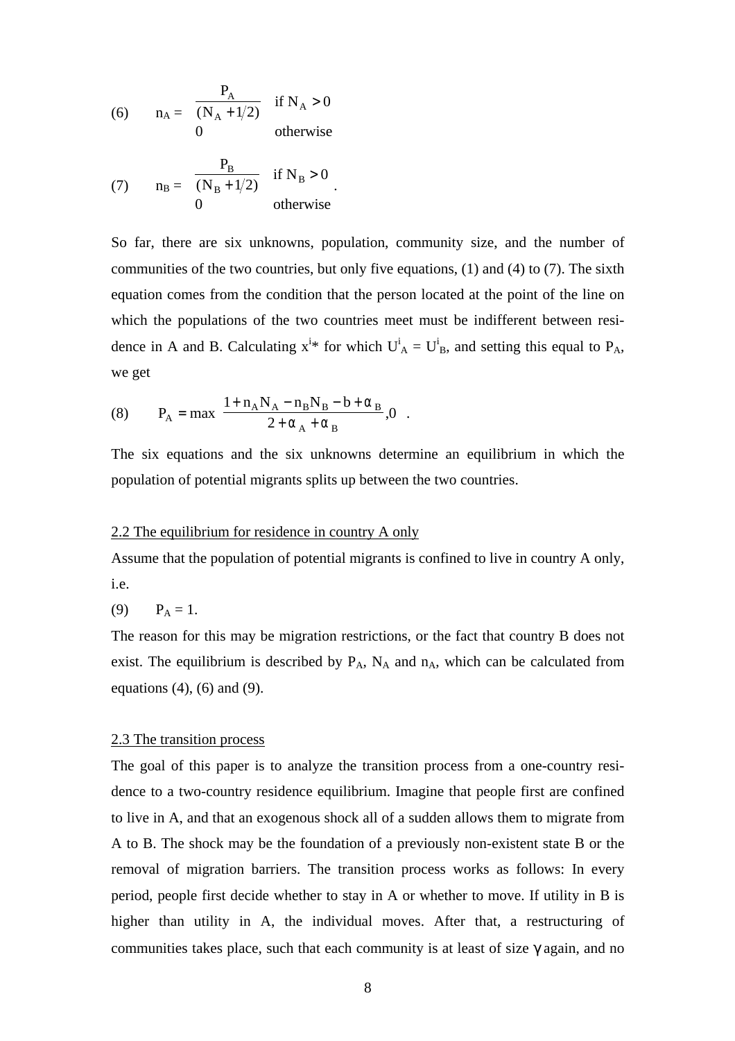$$(6) \qquad n_A = \begin{cases} \dfrac{P_A}{(N_A + 1/2)} & \text{if } N_A > 0 \\ 0 & \text{otherwise} \end{cases}$$

$$(7) \qquad n_B = \begin{cases} \dfrac{P_B}{(N_B + 1/2)} & \text{if } N_B > 0 \\ 0 & \text{otherwise} \end{cases} .$$

So far, there are six unknowns, population, community size, and the number of communities of the two countries, but only five equations, (1) and (4) to (7). The sixth equation comes from the condition that the person located at the point of the line on which the populations of the two countries meet must be indifferent between residence in A and B. Calculating $x^{i*}$ for which $U^i_A = U^i_B$, and setting this equal to $P_A$, we get

$$(8) \qquad P_A = \max\left(\frac{1 + n_A N_A - n_B N_B - b + \alpha_B}{2 + \alpha_A + \alpha_B}, 0\right).$$

The six equations and the six unknowns determine an equilibrium in which the population of potential migrants splits up between the two countries.

## 2.2 The equilibrium for residence in country A only

Assume that the population of potential migrants is confined to live in country A only, i.e.

$$(9) \qquad P_A = 1.$$

The reason for this may be migration restrictions, or the fact that country B does not exist. The equilibrium is described by $P_A$, $N_A$ and $n_A$, which can be calculated from equations (4), (6) and (9).

## 2.3 The transition process

The goal of this paper is to analyze the transition process from a one-country residence to a two-country residence equilibrium. Imagine that people first are confined to live in A, and that an exogenous shock all of a sudden allows them to migrate from A to B. The shock may be the foundation of a previously non-existent state B or the removal of migration barriers. The transition process works as follows: In every period, people first decide whether to stay in A or whether to move. If utility in B is higher than utility in A, the individual moves. After that, a restructuring of communities takes place, such that each community is at least of size $\gamma$ again, and no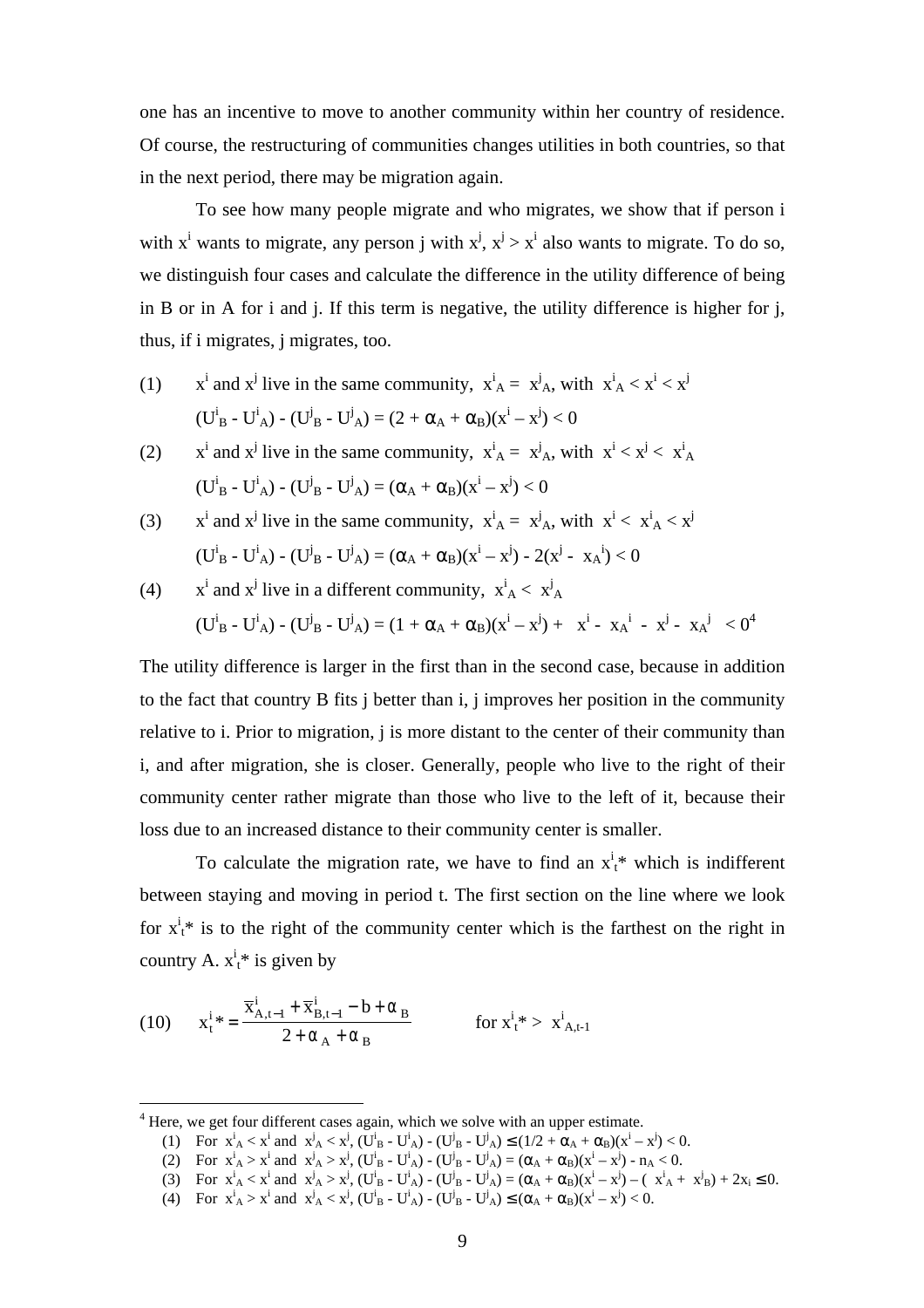one has an incentive to move to another community within her country of residence. Of course, the restructuring of communities changes utilities in both countries, so that in the next period, there may be migration again.

To see how many people migrate and who migrates, we show that if person i with $x^i$ wants to migrate, any person j with $x^j$, $x^j > x^i$ also wants to migrate. To do so, we distinguish four cases and calculate the difference in the utility difference of being in B or in A for i and j. If this term is negative, the utility difference is higher for j, thus, if i migrates, j migrates, too.

(1) $x^i$ and $x^j$ live in the same community, $x^i_A = x^j_A$, with $x^i_A < x^i < x^j$

$(U^i_B - U^i_A) - (U^j_B - U^j_A) = (2 + \alpha_A + \alpha_B)(x^i - x^j) < 0$

(2) $x^i$ and $x^j$ live in the same community, $x^i_A = x^j_A$, with $x^i < x^j < x^i_A$

$(U^i_B - U^i_A) - (U^j_B - U^j_A) = (\alpha_A + \alpha_B)(x^i - x^j) < 0$

(3) $x^i$ and $x^j$ live in the same community, $x^i_A = x^j_A$, with $x^i < x^i_A < x^j$

$(U^i_B - U^i_A) - (U^j_B - U^j_A) = (\alpha_A + \alpha_B)(x^i - x^j) - 2(x^j - x_A{}^i) < 0$

(4) $x^i$ and $x^j$ live in a different community, $x^i_A < x^j_A$

$(U^i_B - U^i_A) - (U^j_B - U^j_A) = (1 + \alpha_A + \alpha_B)(x^i - x^j) + \quad x^i - x_A{}^i \; - \; x^j - x_A{}^j \; < 0$[4]

The utility difference is larger in the first than in the second case, because in addition to the fact that country B fits j better than i, j improves her position in the community relative to i. Prior to migration, j is more distant to the center of their community than i, and after migration, she is closer. Generally, people who live to the right of their community center rather migrate than those who live to the left of it, because their loss due to an increased distance to their community center is smaller.

To calculate the migration rate, we have to find an $x^i_t*$ which is indifferent between staying and moving in period t. The first section on the line where we look for $x^i_t*$ is to the right of the community center which is the farthest on the right in country A. $x^i_t*$ is given by

$$(10) \qquad x^i_t* = \frac{\bar{x}^i_{A,t-1} + \bar{x}^i_{B,t-1} - b + \alpha_B}{2 + \alpha_A + \alpha_B} \qquad\qquad \text{for } x^i_t* > x^i_{A,t-1}$$

---

[4] Here, we get four different cases again, which we solve with an upper estimate.

(1) For $x^i_A < x^i$ and $x^j_A < x^j$, $(U^i_B - U^i_A) - (U^j_B - U^j_A) \leq (1/2 + \alpha_A + \alpha_B)(x^i - x^j) < 0$.

(2) For $x^i_A > x^i$ and $x^j_A > x^j$, $(U^i_B - U^i_A) - (U^j_B - U^j_A) = (\alpha_A + \alpha_B)(x^i - x^j) - n_A < 0$.

(3) For $x^i_A < x^i$ and $x^j_A > x^j$, $(U^i_B - U^i_A) - (U^j_B - U^j_A) = (\alpha_A + \alpha_B)(x^i - x^j) - (x^i_A + x^j_B) + 2x_i \leq 0$.

(4) For $x^i_A > x^i$ and $x^j_A < x^j$, $(U^i_B - U^i_A) - (U^j_B - U^j_A) \leq (\alpha_A + \alpha_B)(x^i - x^j) < 0$.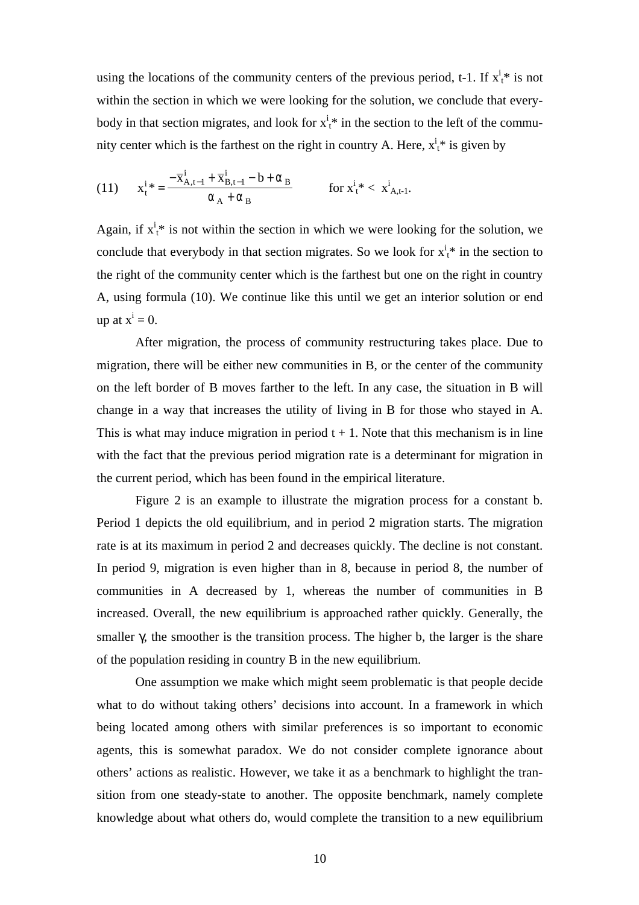using the locations of the community centers of the previous period, t-1. If $x^i_t*$ is not within the section in which we were looking for the solution, we conclude that everybody in that section migrates, and look for $x^i_t*$ in the section to the left of the community center which is the farthest on the right in country A. Here, $x^i_t*$ is given by

$$(11) \qquad x^i_t* = \frac{-\overline{x}^i_{A,t-1} + \overline{x}^i_{B,t-1} - b + \alpha_B}{\alpha_A + \alpha_B} \qquad \text{for } x^i_t* < x^i_{A,t-1}.$$

Again, if $x^i_t*$ is not within the section in which we were looking for the solution, we conclude that everybody in that section migrates. So we look for $x^i_t*$ in the section to the right of the community center which is the farthest but one on the right in country A, using formula (10). We continue like this until we get an interior solution or end up at $x^i = 0$.

After migration, the process of community restructuring takes place. Due to migration, there will be either new communities in B, or the center of the community on the left border of B moves farther to the left. In any case, the situation in B will change in a way that increases the utility of living in B for those who stayed in A. This is what may induce migration in period t + 1. Note that this mechanism is in line with the fact that the previous period migration rate is a determinant for migration in the current period, which has been found in the empirical literature.

Figure 2 is an example to illustrate the migration process for a constant b. Period 1 depicts the old equilibrium, and in period 2 migration starts. The migration rate is at its maximum in period 2 and decreases quickly. The decline is not constant. In period 9, migration is even higher than in 8, because in period 8, the number of communities in A decreased by 1, whereas the number of communities in B increased. Overall, the new equilibrium is approached rather quickly. Generally, the smaller $\gamma$, the smoother is the transition process. The higher b, the larger is the share of the population residing in country B in the new equilibrium.

One assumption we make which might seem problematic is that people decide what to do without taking others' decisions into account. In a framework in which being located among others with similar preferences is so important to economic agents, this is somewhat paradox. We do not consider complete ignorance about others' actions as realistic. However, we take it as a benchmark to highlight the transition from one steady-state to another. The opposite benchmark, namely complete knowledge about what others do, would complete the transition to a new equilibrium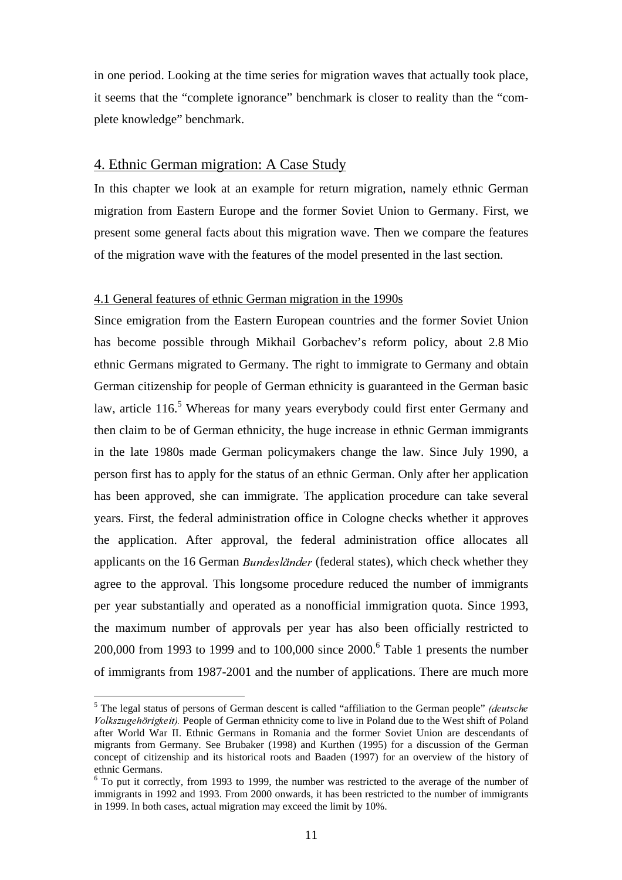in one period. Looking at the time series for migration waves that actually took place, it seems that the "complete ignorance" benchmark is closer to reality than the "complete knowledge" benchmark.

## 4. Ethnic German migration: A Case Study

In this chapter we look at an example for return migration, namely ethnic German migration from Eastern Europe and the former Soviet Union to Germany. First, we present some general facts about this migration wave. Then we compare the features of the migration wave with the features of the model presented in the last section.

### 4.1 General features of ethnic German migration in the 1990s

Since emigration from the Eastern European countries and the former Soviet Union has become possible through Mikhail Gorbachev's reform policy, about 2.8 Mio ethnic Germans migrated to Germany. The right to immigrate to Germany and obtain German citizenship for people of German ethnicity is guaranteed in the German basic law, article 116.[5] Whereas for many years everybody could first enter Germany and then claim to be of German ethnicity, the huge increase in ethnic German immigrants in the late 1980s made German policymakers change the law. Since July 1990, a person first has to apply for the status of an ethnic German. Only after her application has been approved, she can immigrate. The application procedure can take several years. First, the federal administration office in Cologne checks whether it approves the application. After approval, the federal administration office allocates all applicants on the 16 German *Bundesländer* (federal states), which check whether they agree to the approval. This longsome procedure reduced the number of immigrants per year substantially and operated as a nonofficial immigration quota. Since 1993, the maximum number of approvals per year has also been officially restricted to 200,000 from 1993 to 1999 and to 100,000 since 2000.[6] Table 1 presents the number of immigrants from 1987-2001 and the number of applications. There are much more

[5] The legal status of persons of German descent is called "affiliation to the German people" *(deutsche Volkszugehörigkeit).* People of German ethnicity come to live in Poland due to the West shift of Poland after World War II. Ethnic Germans in Romania and the former Soviet Union are descendants of migrants from Germany. See Brubaker (1998) and Kurthen (1995) for a discussion of the German concept of citizenship and its historical roots and Baaden (1997) for an overview of the history of ethnic Germans.

[6] To put it correctly, from 1993 to 1999, the number was restricted to the average of the number of immigrants in 1992 and 1993. From 2000 onwards, it has been restricted to the number of immigrants in 1999. In both cases, actual migration may exceed the limit by 10%.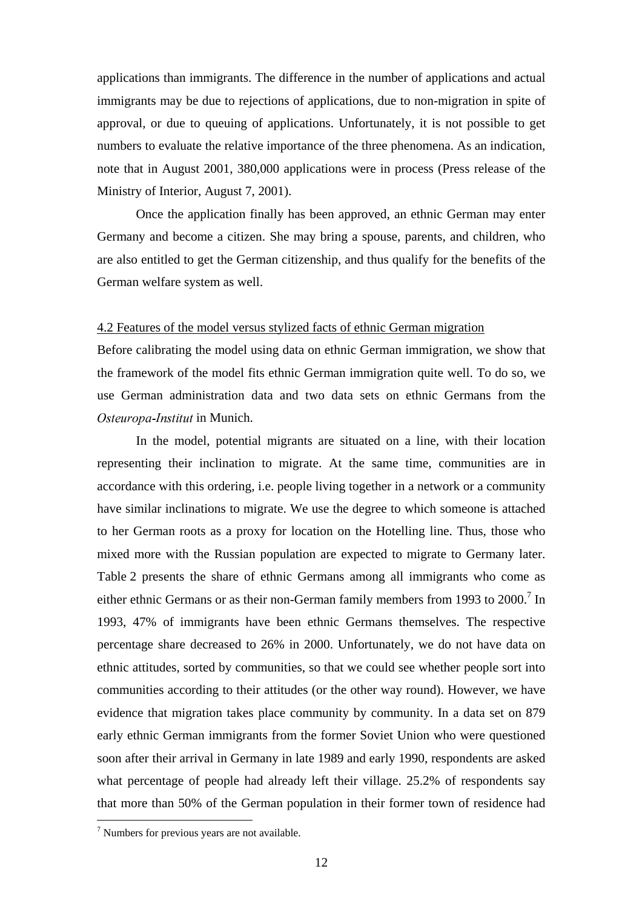applications than immigrants. The difference in the number of applications and actual immigrants may be due to rejections of applications, due to non-migration in spite of approval, or due to queuing of applications. Unfortunately, it is not possible to get numbers to evaluate the relative importance of the three phenomena. As an indication, note that in August 2001, 380,000 applications were in process (Press release of the Ministry of Interior, August 7, 2001).

Once the application finally has been approved, an ethnic German may enter Germany and become a citizen. She may bring a spouse, parents, and children, who are also entitled to get the German citizenship, and thus qualify for the benefits of the German welfare system as well.

### 4.2 Features of the model versus stylized facts of ethnic German migration

Before calibrating the model using data on ethnic German immigration, we show that the framework of the model fits ethnic German immigration quite well. To do so, we use German administration data and two data sets on ethnic Germans from the *Osteuropa-Institut* in Munich.

In the model, potential migrants are situated on a line, with their location representing their inclination to migrate. At the same time, communities are in accordance with this ordering, i.e. people living together in a network or a community have similar inclinations to migrate. We use the degree to which someone is attached to her German roots as a proxy for location on the Hotelling line. Thus, those who mixed more with the Russian population are expected to migrate to Germany later. Table 2 presents the share of ethnic Germans among all immigrants who come as either ethnic Germans or as their non-German family members from 1993 to 2000.[7] In 1993, 47% of immigrants have been ethnic Germans themselves. The respective percentage share decreased to 26% in 2000. Unfortunately, we do not have data on ethnic attitudes, sorted by communities, so that we could see whether people sort into communities according to their attitudes (or the other way round). However, we have evidence that migration takes place community by community. In a data set on 879 early ethnic German immigrants from the former Soviet Union who were questioned soon after their arrival in Germany in late 1989 and early 1990, respondents are asked what percentage of people had already left their village. 25.2% of respondents say that more than 50% of the German population in their former town of residence had

[7] Numbers for previous years are not available.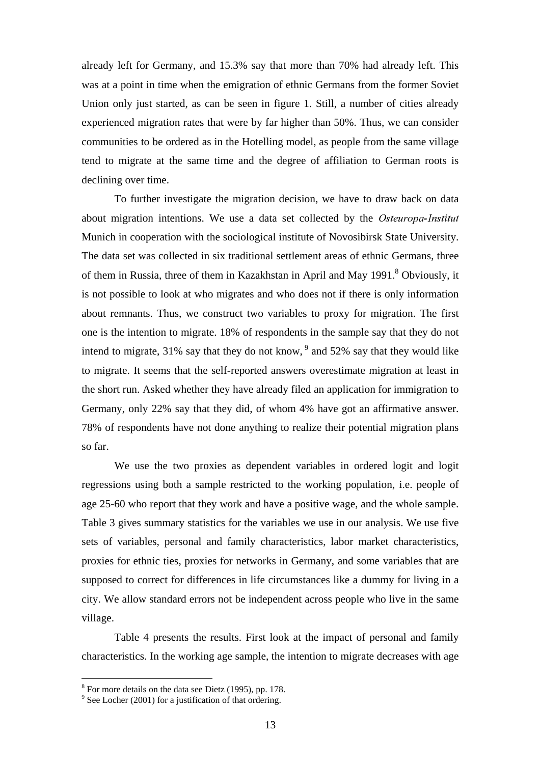already left for Germany, and 15.3% say that more than 70% had already left. This was at a point in time when the emigration of ethnic Germans from the former Soviet Union only just started, as can be seen in figure 1. Still, a number of cities already experienced migration rates that were by far higher than 50%. Thus, we can consider communities to be ordered as in the Hotelling model, as people from the same village tend to migrate at the same time and the degree of affiliation to German roots is declining over time.

To further investigate the migration decision, we have to draw back on data about migration intentions. We use a data set collected by the *Osteuropa-Institut* Munich in cooperation with the sociological institute of Novosibirsk State University. The data set was collected in six traditional settlement areas of ethnic Germans, three of them in Russia, three of them in Kazakhstan in April and May 1991.[8] Obviously, it is not possible to look at who migrates and who does not if there is only information about remnants. Thus, we construct two variables to proxy for migration. The first one is the intention to migrate. 18% of respondents in the sample say that they do not intend to migrate, 31% say that they do not know, [9] and 52% say that they would like to migrate. It seems that the self-reported answers overestimate migration at least in the short run. Asked whether they have already filed an application for immigration to Germany, only 22% say that they did, of whom 4% have got an affirmative answer. 78% of respondents have not done anything to realize their potential migration plans so far.

We use the two proxies as dependent variables in ordered logit and logit regressions using both a sample restricted to the working population, i.e. people of age 25-60 who report that they work and have a positive wage, and the whole sample. Table 3 gives summary statistics for the variables we use in our analysis. We use five sets of variables, personal and family characteristics, labor market characteristics, proxies for ethnic ties, proxies for networks in Germany, and some variables that are supposed to correct for differences in life circumstances like a dummy for living in a city. We allow standard errors not be independent across people who live in the same village.

Table 4 presents the results. First look at the impact of personal and family characteristics. In the working age sample, the intention to migrate decreases with age

[8] For more details on the data see Dietz (1995), pp. 178.

[9] See Locher (2001) for a justification of that ordering.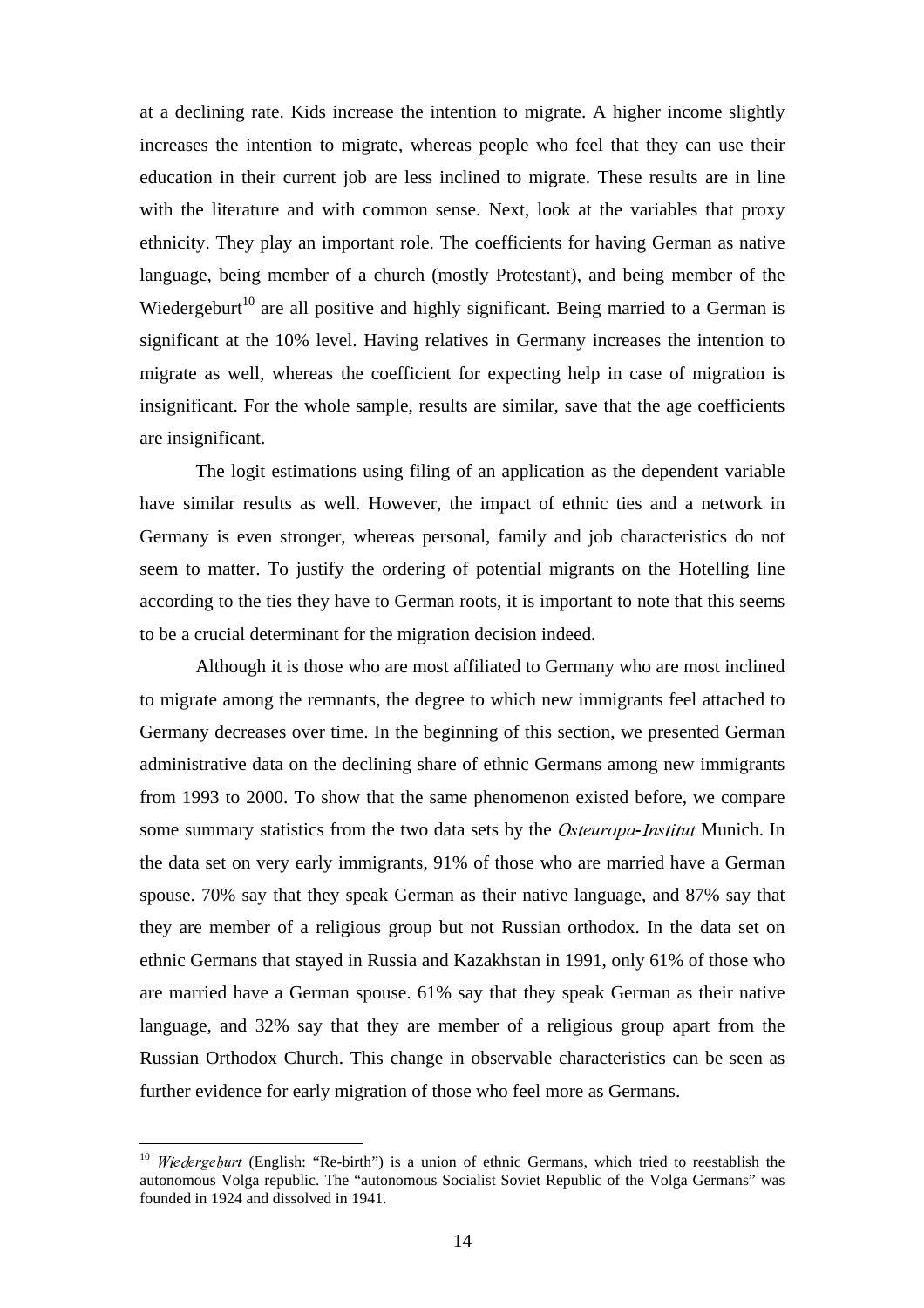at a declining rate. Kids increase the intention to migrate. A higher income slightly increases the intention to migrate, whereas people who feel that they can use their education in their current job are less inclined to migrate. These results are in line with the literature and with common sense. Next, look at the variables that proxy ethnicity. They play an important role. The coefficients for having German as native language, being member of a church (mostly Protestant), and being member of the Wiedergeburt[10] are all positive and highly significant. Being married to a German is significant at the 10% level. Having relatives in Germany increases the intention to migrate as well, whereas the coefficient for expecting help in case of migration is insignificant. For the whole sample, results are similar, save that the age coefficients are insignificant.

The logit estimations using filing of an application as the dependent variable have similar results as well. However, the impact of ethnic ties and a network in Germany is even stronger, whereas personal, family and job characteristics do not seem to matter. To justify the ordering of potential migrants on the Hotelling line according to the ties they have to German roots, it is important to note that this seems to be a crucial determinant for the migration decision indeed.

Although it is those who are most affiliated to Germany who are most inclined to migrate among the remnants, the degree to which new immigrants feel attached to Germany decreases over time. In the beginning of this section, we presented German administrative data on the declining share of ethnic Germans among new immigrants from 1993 to 2000. To show that the same phenomenon existed before, we compare some summary statistics from the two data sets by the *Osteuropa-Institut* Munich. In the data set on very early immigrants, 91% of those who are married have a German spouse. 70% say that they speak German as their native language, and 87% say that they are member of a religious group but not Russian orthodox. In the data set on ethnic Germans that stayed in Russia and Kazakhstan in 1991, only 61% of those who are married have a German spouse. 61% say that they speak German as their native language, and 32% say that they are member of a religious group apart from the Russian Orthodox Church. This change in observable characteristics can be seen as further evidence for early migration of those who feel more as Germans.

[10] *Wiedergeburt* (English: "Re-birth") is a union of ethnic Germans, which tried to reestablish the autonomous Volga republic. The "autonomous Socialist Soviet Republic of the Volga Germans" was founded in 1924 and dissolved in 1941.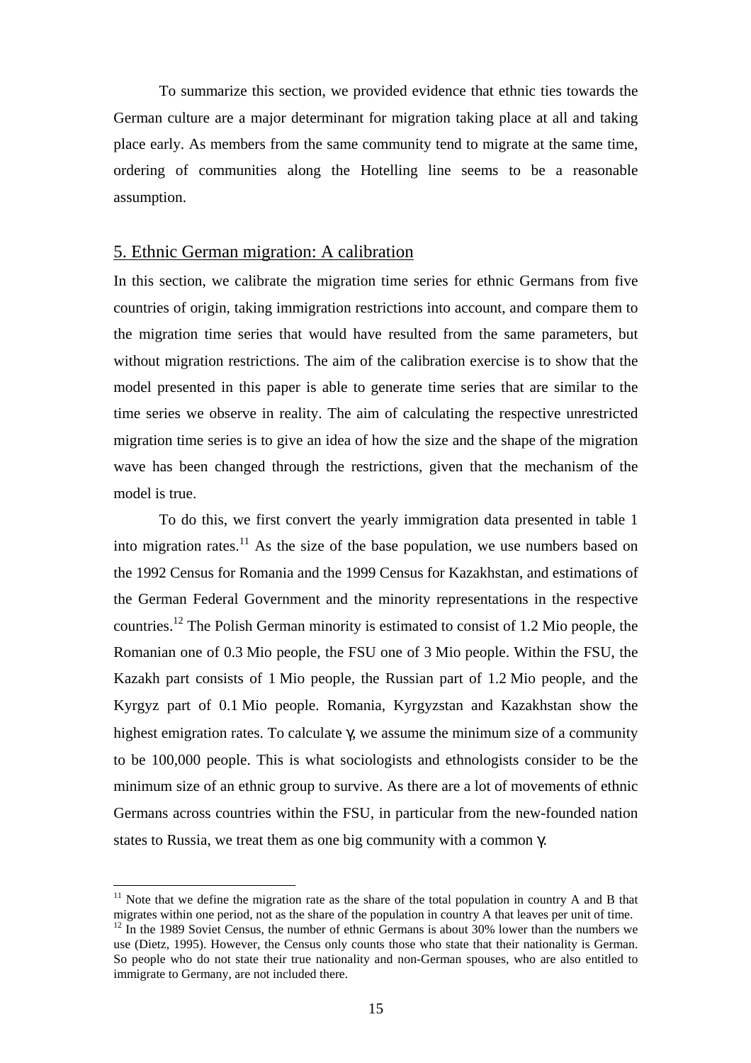To summarize this section, we provided evidence that ethnic ties towards the German culture are a major determinant for migration taking place at all and taking place early. As members from the same community tend to migrate at the same time, ordering of communities along the Hotelling line seems to be a reasonable assumption.

## 5. Ethnic German migration: A calibration

In this section, we calibrate the migration time series for ethnic Germans from five countries of origin, taking immigration restrictions into account, and compare them to the migration time series that would have resulted from the same parameters, but without migration restrictions. The aim of the calibration exercise is to show that the model presented in this paper is able to generate time series that are similar to the time series we observe in reality. The aim of calculating the respective unrestricted migration time series is to give an idea of how the size and the shape of the migration wave has been changed through the restrictions, given that the mechanism of the model is true.

To do this, we first convert the yearly immigration data presented in table 1 into migration rates.[11] As the size of the base population, we use numbers based on the 1992 Census for Romania and the 1999 Census for Kazakhstan, and estimations of the German Federal Government and the minority representations in the respective countries.[12] The Polish German minority is estimated to consist of 1.2 Mio people, the Romanian one of 0.3 Mio people, the FSU one of 3 Mio people. Within the FSU, the Kazakh part consists of 1 Mio people, the Russian part of 1.2 Mio people, and the Kyrgyz part of 0.1 Mio people. Romania, Kyrgyzstan and Kazakhstan show the highest emigration rates. To calculate $\gamma$, we assume the minimum size of a community to be 100,000 people. This is what sociologists and ethnologists consider to be the minimum size of an ethnic group to survive. As there are a lot of movements of ethnic Germans across countries within the FSU, in particular from the new-founded nation states to Russia, we treat them as one big community with a common $\gamma$.

[11] Note that we define the migration rate as the share of the total population in country A and B that migrates within one period, not as the share of the population in country A that leaves per unit of time.

[12] In the 1989 Soviet Census, the number of ethnic Germans is about 30% lower than the numbers we use (Dietz, 1995). However, the Census only counts those who state that their nationality is German. So people who do not state their true nationality and non-German spouses, who are also entitled to immigrate to Germany, are not included there.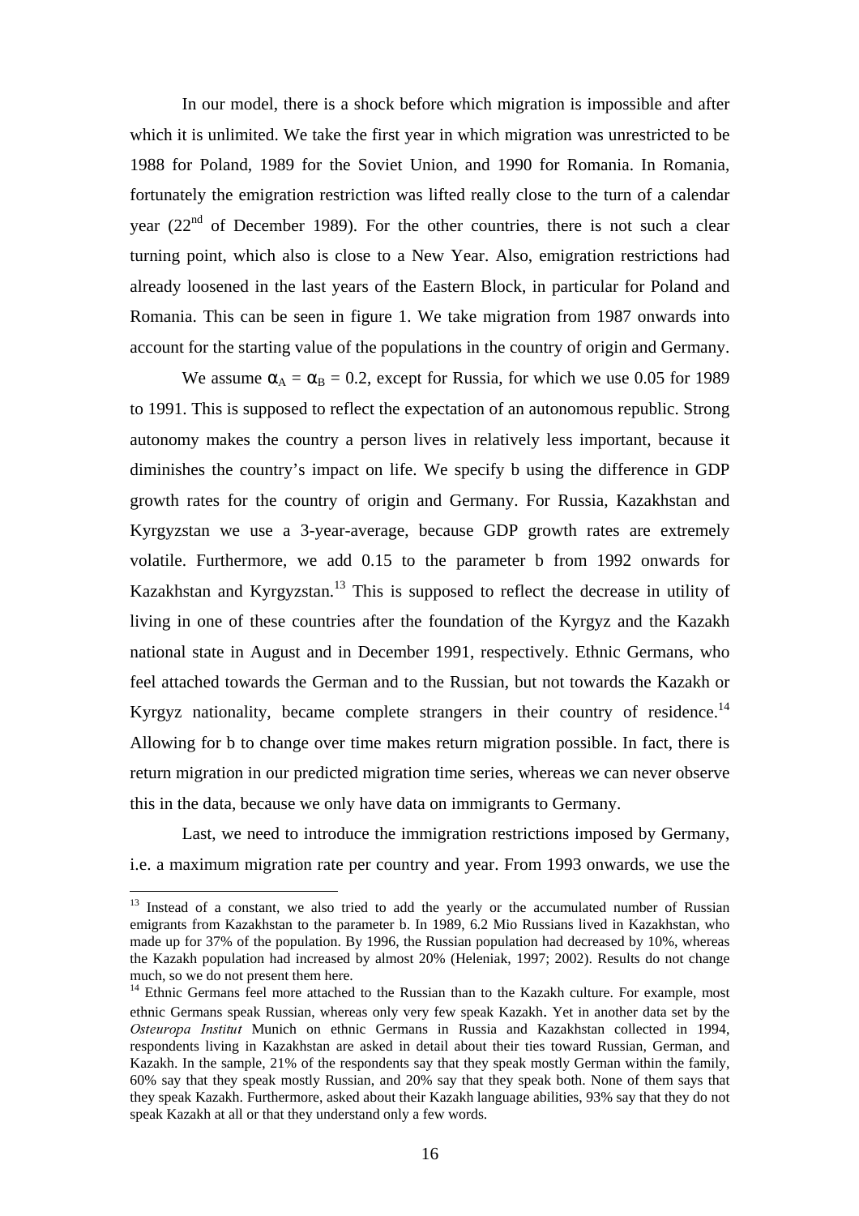In our model, there is a shock before which migration is impossible and after which it is unlimited. We take the first year in which migration was unrestricted to be 1988 for Poland, 1989 for the Soviet Union, and 1990 for Romania. In Romania, fortunately the emigration restriction was lifted really close to the turn of a calendar year (22nd of December 1989). For the other countries, there is not such a clear turning point, which also is close to a New Year. Also, emigration restrictions had already loosened in the last years of the Eastern Block, in particular for Poland and Romania. This can be seen in figure 1. We take migration from 1987 onwards into account for the starting value of the populations in the country of origin and Germany.

We assume $\alpha_A = \alpha_B = 0.2$, except for Russia, for which we use 0.05 for 1989 to 1991. This is supposed to reflect the expectation of an autonomous republic. Strong autonomy makes the country a person lives in relatively less important, because it diminishes the country's impact on life. We specify b using the difference in GDP growth rates for the country of origin and Germany. For Russia, Kazakhstan and Kyrgyzstan we use a 3-year-average, because GDP growth rates are extremely volatile. Furthermore, we add 0.15 to the parameter b from 1992 onwards for Kazakhstan and Kyrgyzstan.[13] This is supposed to reflect the decrease in utility of living in one of these countries after the foundation of the Kyrgyz and the Kazakh national state in August and in December 1991, respectively. Ethnic Germans, who feel attached towards the German and to the Russian, but not towards the Kazakh or Kyrgyz nationality, became complete strangers in their country of residence.[14] Allowing for b to change over time makes return migration possible. In fact, there is return migration in our predicted migration time series, whereas we can never observe this in the data, because we only have data on immigrants to Germany.

Last, we need to introduce the immigration restrictions imposed by Germany, i.e. a maximum migration rate per country and year. From 1993 onwards, we use the

[13] Instead of a constant, we also tried to add the yearly or the accumulated number of Russian emigrants from Kazakhstan to the parameter b. In 1989, 6.2 Mio Russians lived in Kazakhstan, who made up for 37% of the population. By 1996, the Russian population had decreased by 10%, whereas the Kazakh population had increased by almost 20% (Heleniak, 1997; 2002). Results do not change much, so we do not present them here.

[14] Ethnic Germans feel more attached to the Russian than to the Kazakh culture. For example, most ethnic Germans speak Russian, whereas only very few speak Kazakh. Yet in another data set by the *Osteuropa Institut* Munich on ethnic Germans in Russia and Kazakhstan collected in 1994, respondents living in Kazakhstan are asked in detail about their ties toward Russian, German, and Kazakh. In the sample, 21% of the respondents say that they speak mostly German within the family, 60% say that they speak mostly Russian, and 20% say that they speak both. None of them says that they speak Kazakh. Furthermore, asked about their Kazakh language abilities, 93% say that they do not speak Kazakh at all or that they understand only a few words.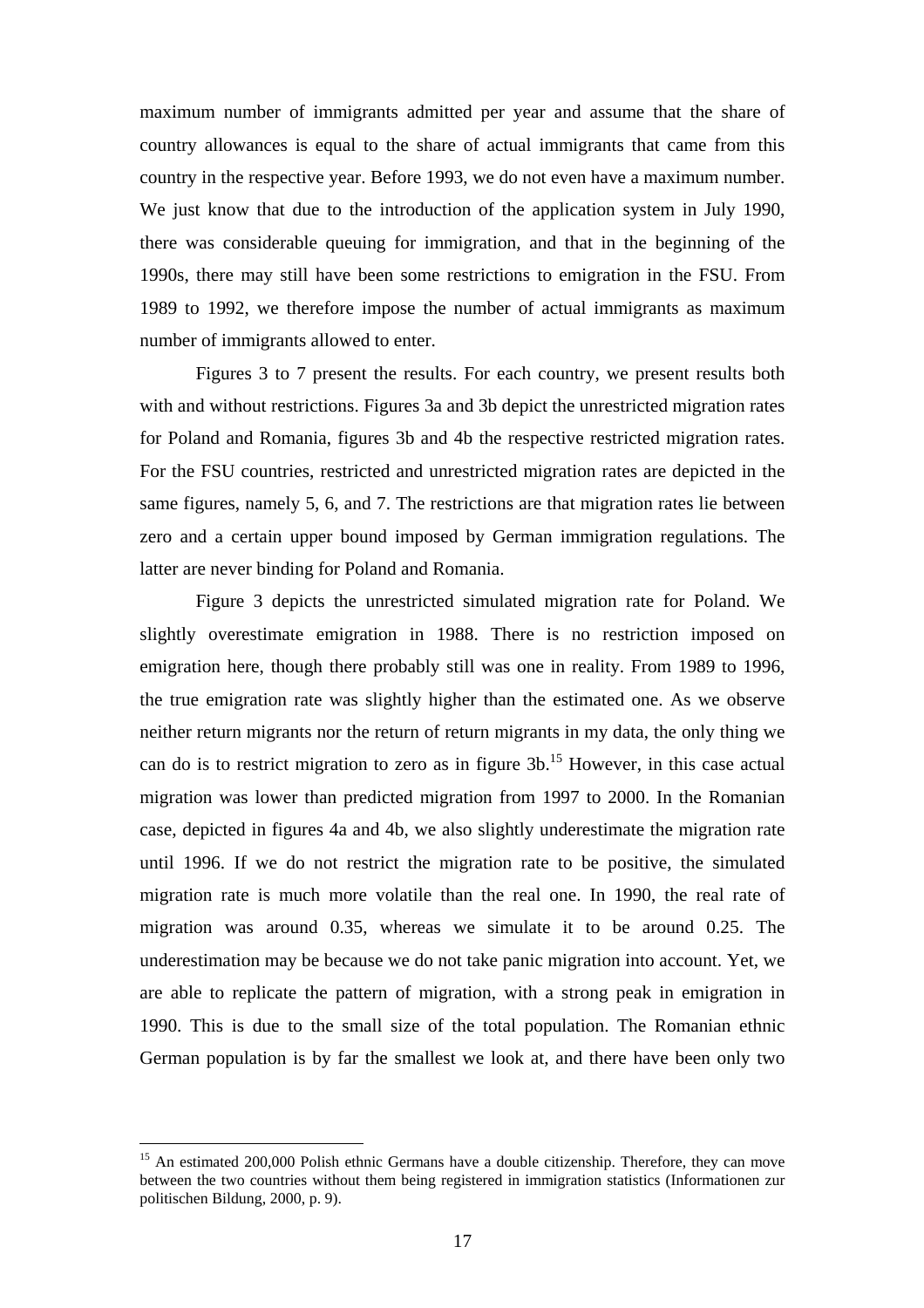maximum number of immigrants admitted per year and assume that the share of country allowances is equal to the share of actual immigrants that came from this country in the respective year. Before 1993, we do not even have a maximum number. We just know that due to the introduction of the application system in July 1990, there was considerable queuing for immigration, and that in the beginning of the 1990s, there may still have been some restrictions to emigration in the FSU. From 1989 to 1992, we therefore impose the number of actual immigrants as maximum number of immigrants allowed to enter.

Figures 3 to 7 present the results. For each country, we present results both with and without restrictions. Figures 3a and 3b depict the unrestricted migration rates for Poland and Romania, figures 3b and 4b the respective restricted migration rates. For the FSU countries, restricted and unrestricted migration rates are depicted in the same figures, namely 5, 6, and 7. The restrictions are that migration rates lie between zero and a certain upper bound imposed by German immigration regulations. The latter are never binding for Poland and Romania.

Figure 3 depicts the unrestricted simulated migration rate for Poland. We slightly overestimate emigration in 1988. There is no restriction imposed on emigration here, though there probably still was one in reality. From 1989 to 1996, the true emigration rate was slightly higher than the estimated one. As we observe neither return migrants nor the return of return migrants in my data, the only thing we can do is to restrict migration to zero as in figure 3b.[15] However, in this case actual migration was lower than predicted migration from 1997 to 2000. In the Romanian case, depicted in figures 4a and 4b, we also slightly underestimate the migration rate until 1996. If we do not restrict the migration rate to be positive, the simulated migration rate is much more volatile than the real one. In 1990, the real rate of migration was around 0.35, whereas we simulate it to be around 0.25. The underestimation may be because we do not take panic migration into account. Yet, we are able to replicate the pattern of migration, with a strong peak in emigration in 1990. This is due to the small size of the total population. The Romanian ethnic German population is by far the smallest we look at, and there have been only two

[15] An estimated 200,000 Polish ethnic Germans have a double citizenship. Therefore, they can move between the two countries without them being registered in immigration statistics (Informationen zur politischen Bildung, 2000, p. 9).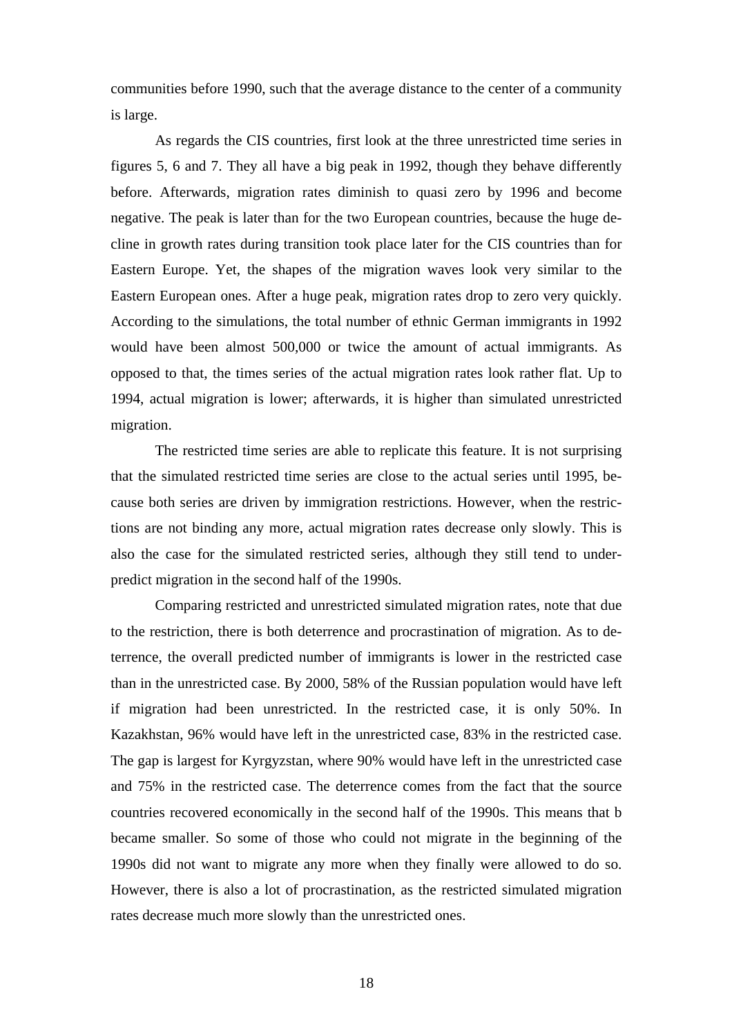communities before 1990, such that the average distance to the center of a community is large.

As regards the CIS countries, first look at the three unrestricted time series in figures 5, 6 and 7. They all have a big peak in 1992, though they behave differently before. Afterwards, migration rates diminish to quasi zero by 1996 and become negative. The peak is later than for the two European countries, because the huge decline in growth rates during transition took place later for the CIS countries than for Eastern Europe. Yet, the shapes of the migration waves look very similar to the Eastern European ones. After a huge peak, migration rates drop to zero very quickly. According to the simulations, the total number of ethnic German immigrants in 1992 would have been almost 500,000 or twice the amount of actual immigrants. As opposed to that, the times series of the actual migration rates look rather flat. Up to 1994, actual migration is lower; afterwards, it is higher than simulated unrestricted migration.

The restricted time series are able to replicate this feature. It is not surprising that the simulated restricted time series are close to the actual series until 1995, because both series are driven by immigration restrictions. However, when the restrictions are not binding any more, actual migration rates decrease only slowly. This is also the case for the simulated restricted series, although they still tend to underpredict migration in the second half of the 1990s.

Comparing restricted and unrestricted simulated migration rates, note that due to the restriction, there is both deterrence and procrastination of migration. As to deterrence, the overall predicted number of immigrants is lower in the restricted case than in the unrestricted case. By 2000, 58% of the Russian population would have left if migration had been unrestricted. In the restricted case, it is only 50%. In Kazakhstan, 96% would have left in the unrestricted case, 83% in the restricted case. The gap is largest for Kyrgyzstan, where 90% would have left in the unrestricted case and 75% in the restricted case. The deterrence comes from the fact that the source countries recovered economically in the second half of the 1990s. This means that b became smaller. So some of those who could not migrate in the beginning of the 1990s did not want to migrate any more when they finally were allowed to do so. However, there is also a lot of procrastination, as the restricted simulated migration rates decrease much more slowly than the unrestricted ones.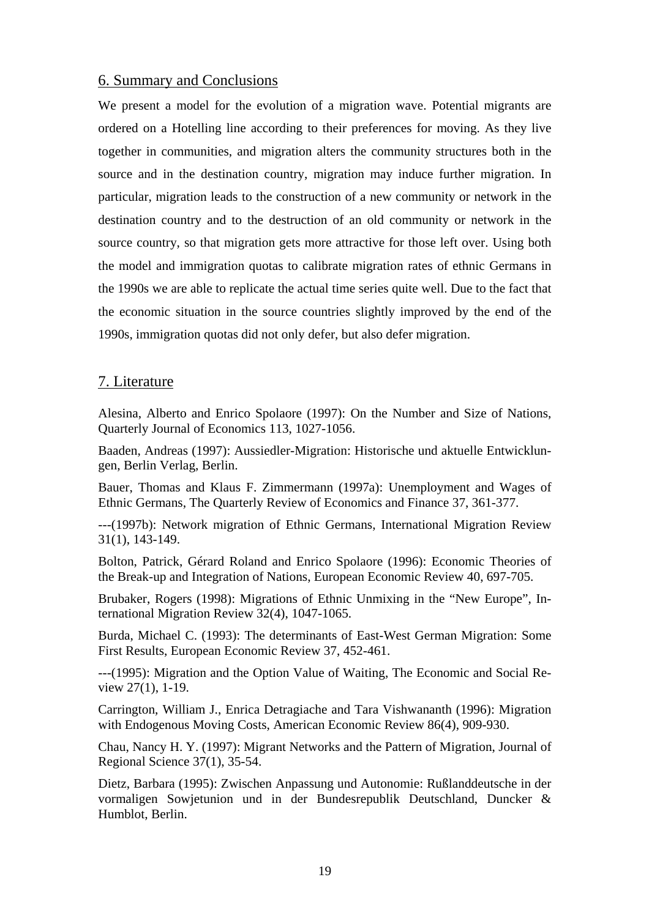## 6. Summary and Conclusions

We present a model for the evolution of a migration wave. Potential migrants are ordered on a Hotelling line according to their preferences for moving. As they live together in communities, and migration alters the community structures both in the source and in the destination country, migration may induce further migration. In particular, migration leads to the construction of a new community or network in the destination country and to the destruction of an old community or network in the source country, so that migration gets more attractive for those left over. Using both the model and immigration quotas to calibrate migration rates of ethnic Germans in the 1990s we are able to replicate the actual time series quite well. Due to the fact that the economic situation in the source countries slightly improved by the end of the 1990s, immigration quotas did not only defer, but also defer migration.

## 7. Literature

Alesina, Alberto and Enrico Spolaore (1997): On the Number and Size of Nations, Quarterly Journal of Economics 113, 1027-1056.

Baaden, Andreas (1997): Aussiedler-Migration: Historische und aktuelle Entwicklungen, Berlin Verlag, Berlin.

Bauer, Thomas and Klaus F. Zimmermann (1997a): Unemployment and Wages of Ethnic Germans, The Quarterly Review of Economics and Finance 37, 361-377.

---(1997b): Network migration of Ethnic Germans, International Migration Review 31(1), 143-149.

Bolton, Patrick, Gérard Roland and Enrico Spolaore (1996): Economic Theories of the Break-up and Integration of Nations, European Economic Review 40, 697-705.

Brubaker, Rogers (1998): Migrations of Ethnic Unmixing in the "New Europe", International Migration Review 32(4), 1047-1065.

Burda, Michael C. (1993): The determinants of East-West German Migration: Some First Results, European Economic Review 37, 452-461.

---(1995): Migration and the Option Value of Waiting, The Economic and Social Review 27(1), 1-19.

Carrington, William J., Enrica Detragiache and Tara Vishwananth (1996): Migration with Endogenous Moving Costs, American Economic Review 86(4), 909-930.

Chau, Nancy H. Y. (1997): Migrant Networks and the Pattern of Migration, Journal of Regional Science 37(1), 35-54.

Dietz, Barbara (1995): Zwischen Anpassung und Autonomie: Rußlanddeutsche in der vormaligen Sowjetunion und in der Bundesrepublik Deutschland, Duncker & Humblot, Berlin.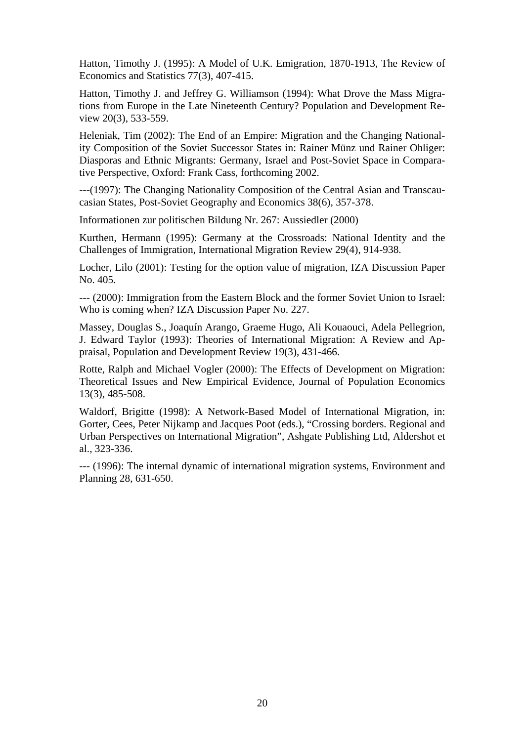Hatton, Timothy J. (1995): A Model of U.K. Emigration, 1870-1913, The Review of Economics and Statistics 77(3), 407-415.

Hatton, Timothy J. and Jeffrey G. Williamson (1994): What Drove the Mass Migrations from Europe in the Late Nineteenth Century? Population and Development Review 20(3), 533-559.

Heleniak, Tim (2002): The End of an Empire: Migration and the Changing Nationality Composition of the Soviet Successor States in: Rainer Münz und Rainer Ohliger: Diasporas and Ethnic Migrants: Germany, Israel and Post-Soviet Space in Comparative Perspective, Oxford: Frank Cass, forthcoming 2002.

---(1997): The Changing Nationality Composition of the Central Asian and Transcaucasian States, Post-Soviet Geography and Economics 38(6), 357-378.

Informationen zur politischen Bildung Nr. 267: Aussiedler (2000)

Kurthen, Hermann (1995): Germany at the Crossroads: National Identity and the Challenges of Immigration, International Migration Review 29(4), 914-938.

Locher, Lilo (2001): Testing for the option value of migration, IZA Discussion Paper No. 405.

--- (2000): Immigration from the Eastern Block and the former Soviet Union to Israel: Who is coming when? IZA Discussion Paper No. 227.

Massey, Douglas S., Joaquín Arango, Graeme Hugo, Ali Kouaouci, Adela Pellegrion, J. Edward Taylor (1993): Theories of International Migration: A Review and Appraisal, Population and Development Review 19(3), 431-466.

Rotte, Ralph and Michael Vogler (2000): The Effects of Development on Migration: Theoretical Issues and New Empirical Evidence, Journal of Population Economics 13(3), 485-508.

Waldorf, Brigitte (1998): A Network-Based Model of International Migration, in: Gorter, Cees, Peter Nijkamp and Jacques Poot (eds.), "Crossing borders. Regional and Urban Perspectives on International Migration", Ashgate Publishing Ltd, Aldershot et al., 323-336.

--- (1996): The internal dynamic of international migration systems, Environment and Planning 28, 631-650.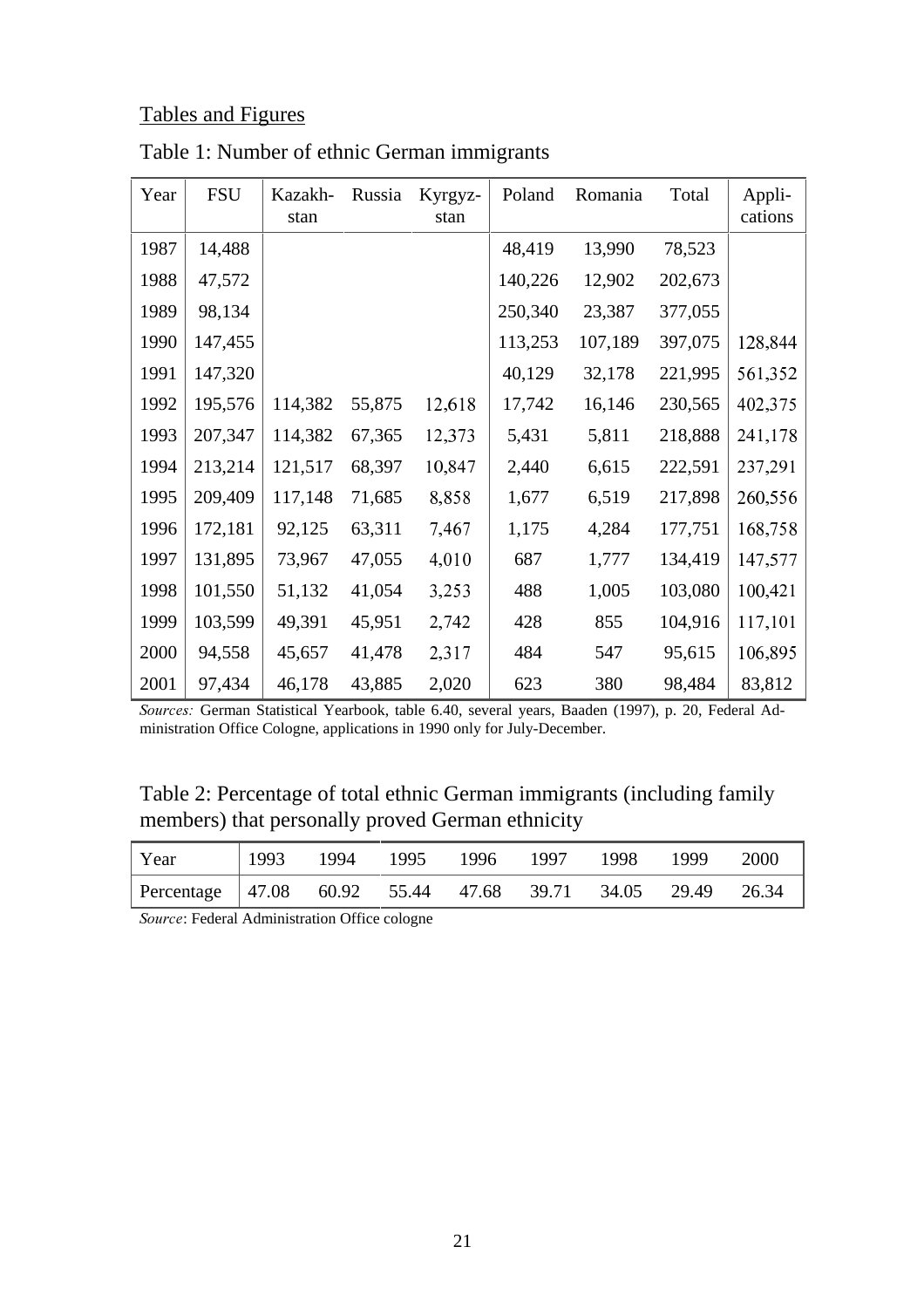## Tables and Figures

Table 1: Number of ethnic German immigrants

| Year | FSU | Kazakh-stan | Russia | Kyrgyz-stan | Poland | Romania | Total | Appli-cations |
|---|---|---|---|---|---|---|---|---|
| 1987 | 14,488 | | | | 48,419 | 13,990 | 78,523 | |
| 1988 | 47,572 | | | | 140,226 | 12,902 | 202,673 | |
| 1989 | 98,134 | | | | 250,340 | 23,387 | 377,055 | |
| 1990 | 147,455 | | | | 113,253 | 107,189 | 397,075 | 128,844 |
| 1991 | 147,320 | | | | 40,129 | 32,178 | 221,995 | 561,352 |
| 1992 | 195,576 | 114,382 | 55,875 | 12,618 | 17,742 | 16,146 | 230,565 | 402,375 |
| 1993 | 207,347 | 114,382 | 67,365 | 12,373 | 5,431 | 5,811 | 218,888 | 241,178 |
| 1994 | 213,214 | 121,517 | 68,397 | 10,847 | 2,440 | 6,615 | 222,591 | 237,291 |
| 1995 | 209,409 | 117,148 | 71,685 | 8,858 | 1,677 | 6,519 | 217,898 | 260,556 |
| 1996 | 172,181 | 92,125 | 63,311 | 7,467 | 1,175 | 4,284 | 177,751 | 168,758 |
| 1997 | 131,895 | 73,967 | 47,055 | 4,010 | 687 | 1,777 | 134,419 | 147,577 |
| 1998 | 101,550 | 51,132 | 41,054 | 3,253 | 488 | 1,005 | 103,080 | 100,421 |
| 1999 | 103,599 | 49,391 | 45,951 | 2,742 | 428 | 855 | 104,916 | 117,101 |
| 2000 | 94,558 | 45,657 | 41,478 | 2,317 | 484 | 547 | 95,615 | 106,895 |
| 2001 | 97,434 | 46,178 | 43,885 | 2,020 | 623 | 380 | 98,484 | 83,812 |

*Sources:* German Statistical Yearbook, table 6.40, several years, Baaden (1997), p. 20, Federal Administration Office Cologne, applications in 1990 only for July-December.

Table 2: Percentage of total ethnic German immigrants (including family members) that personally proved German ethnicity

| Year | 1993 | 1994 | 1995 | 1996 | 1997 | 1998 | 1999 | 2000 |
|---|---|---|---|---|---|---|---|---|
| Percentage | 47.08 | 60.92 | 55.44 | 47.68 | 39.71 | 34.05 | 29.49 | 26.34 |

*Source*: Federal Administration Office cologne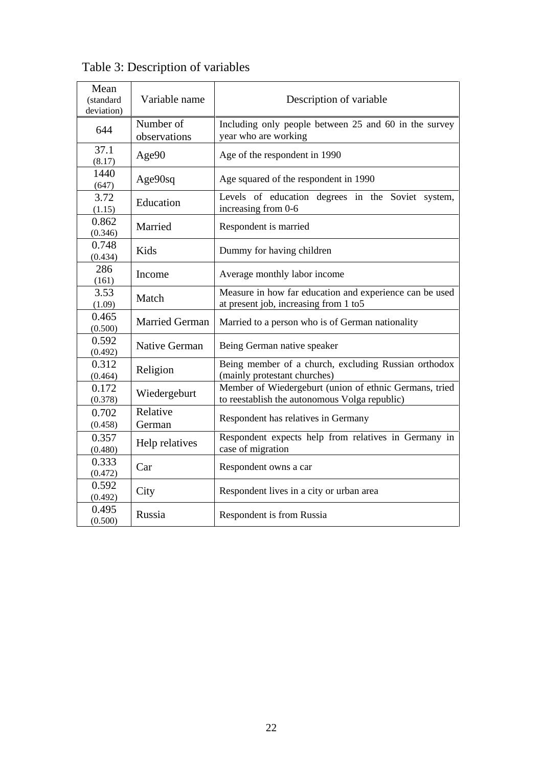Table 3: Description of variables

| Mean (standard deviation) | Variable name | Description of variable |
|---|---|---|
| 644 | Number of observations | Including only people between 25 and 60 in the survey year who are working |
| 37.1 (8.17) | Age90 | Age of the respondent in 1990 |
| 1440 (647) | Age90sq | Age squared of the respondent in 1990 |
| 3.72 (1.15) | Education | Levels of education degrees in the Soviet system, increasing from 0-6 |
| 0.862 (0.346) | Married | Respondent is married |
| 0.748 (0.434) | Kids | Dummy for having children |
| 286 (161) | Income | Average monthly labor income |
| 3.53 (1.09) | Match | Measure in how far education and experience can be used at present job, increasing from 1 to5 |
| 0.465 (0.500) | Married German | Married to a person who is of German nationality |
| 0.592 (0.492) | Native German | Being German native speaker |
| 0.312 (0.464) | Religion | Being member of a church, excluding Russian orthodox (mainly protestant churches) |
| 0.172 (0.378) | Wiedergeburt | Member of Wiedergeburt (union of ethnic Germans, tried to reestablish the autonomous Volga republic) |
| 0.702 (0.458) | Relative German | Respondent has relatives in Germany |
| 0.357 (0.480) | Help relatives | Respondent expects help from relatives in Germany in case of migration |
| 0.333 (0.472) | Car | Respondent owns a car |
| 0.592 (0.492) | City | Respondent lives in a city or urban area |
| 0.495 (0.500) | Russia | Respondent is from Russia |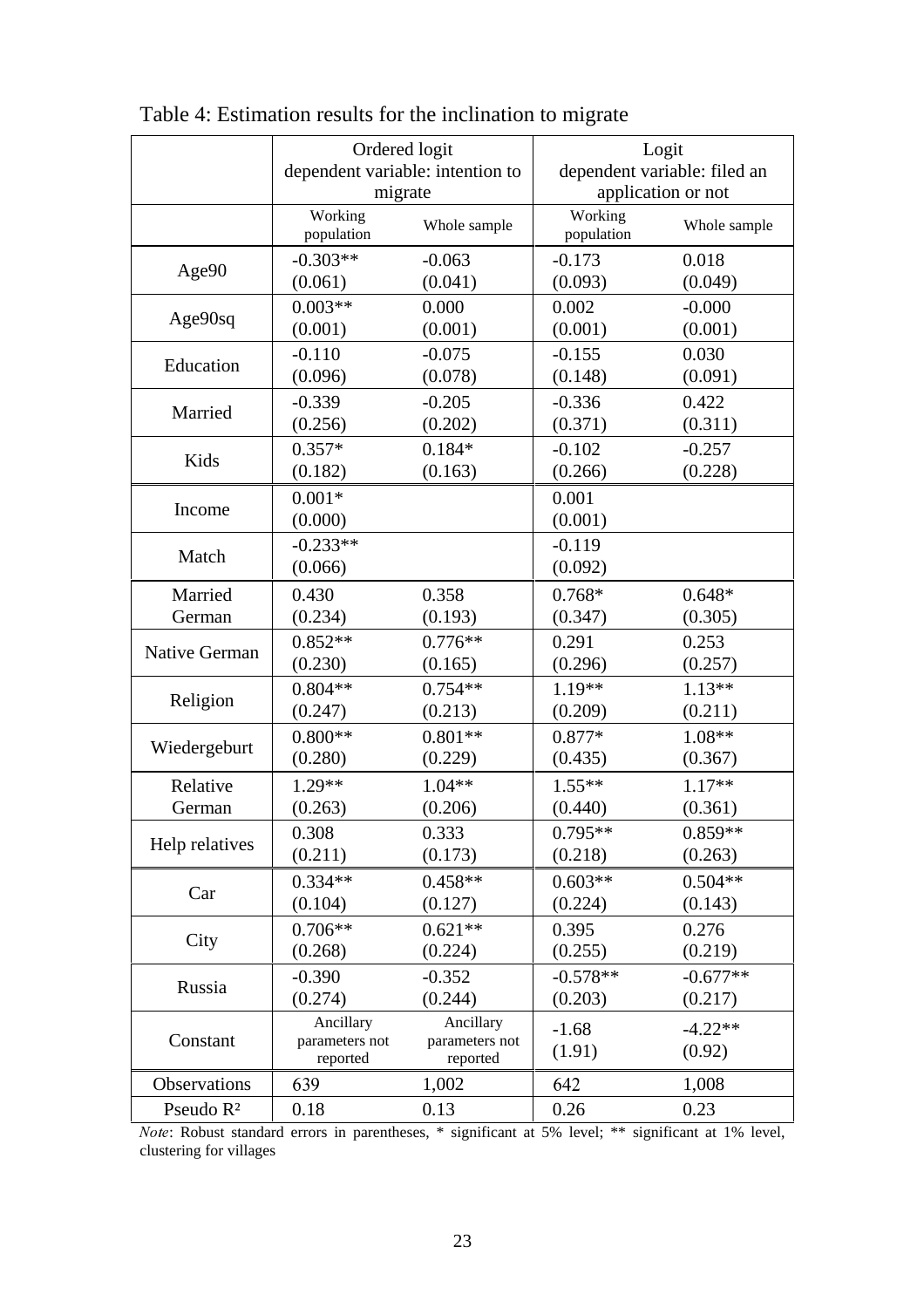Table 4: Estimation results for the inclination to migrate

| | Ordered logit dependent variable: intention to migrate | | Logit dependent variable: filed an application or not | |
|---|---|---|---|---|
| | Working population | Whole sample | Working population | Whole sample |
| Age90 | -0.303** (0.061) | -0.063 (0.041) | -0.173 (0.093) | 0.018 (0.049) |
| Age90sq | 0.003** (0.001) | 0.000 (0.001) | 0.002 (0.001) | -0.000 (0.001) |
| Education | -0.110 (0.096) | -0.075 (0.078) | -0.155 (0.148) | 0.030 (0.091) |
| Married | -0.339 (0.256) | -0.205 (0.202) | -0.336 (0.371) | 0.422 (0.311) |
| Kids | 0.357* (0.182) | 0.184* (0.163) | -0.102 (0.266) | -0.257 (0.228) |
| Income | 0.001* (0.000) | | 0.001 (0.001) | |
| Match | -0.233** (0.066) | | -0.119 (0.092) | |
| Married German | 0.430 (0.234) | 0.358 (0.193) | 0.768* (0.347) | 0.648* (0.305) |
| Native German | 0.852** (0.230) | 0.776** (0.165) | 0.291 (0.296) | 0.253 (0.257) |
| Religion | 0.804** (0.247) | 0.754** (0.213) | 1.19** (0.209) | 1.13** (0.211) |
| Wiedergeburt | 0.800** (0.280) | 0.801** (0.229) | 0.877* (0.435) | 1.08** (0.367) |
| Relative German | 1.29** (0.263) | 1.04** (0.206) | 1.55** (0.440) | 1.17** (0.361) |
| Help relatives | 0.308 (0.211) | 0.333 (0.173) | 0.795** (0.218) | 0.859** (0.263) |
| Car | 0.334** (0.104) | 0.458** (0.127) | 0.603** (0.224) | 0.504** (0.143) |
| City | 0.706** (0.268) | 0.621** (0.224) | 0.395 (0.255) | 0.276 (0.219) |
| Russia | -0.390 (0.274) | -0.352 (0.244) | -0.578** (0.203) | -0.677** (0.217) |
| Constant | Ancillary parameters not reported | Ancillary parameters not reported | -1.68 (1.91) | -4.22** (0.92) |
| Observations | 639 | 1,002 | 642 | 1,008 |
| Pseudo $R^2$ | 0.18 | 0.13 | 0.26 | 0.23 |

*Note*: Robust standard errors in parentheses, * significant at 5% level; ** significant at 1% level, clustering for villages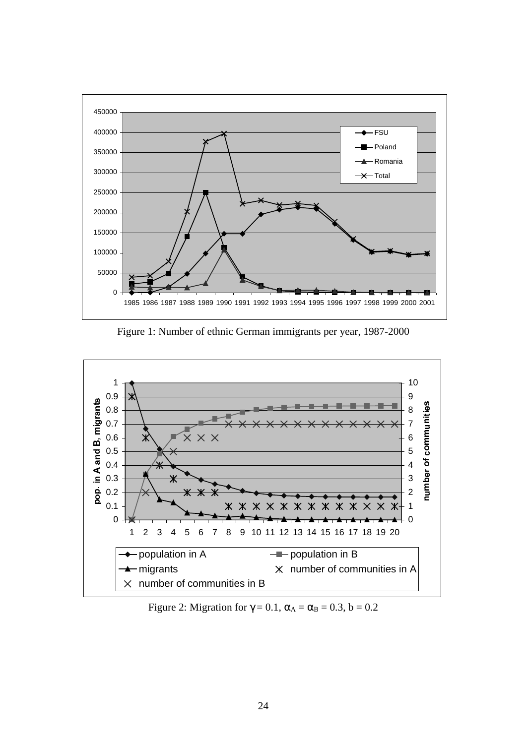Figure 1: Number of ethnic German immigrants per year, 1987-2000

Figure 2: Migration for $\gamma = 0.1$, $\alpha_A = \alpha_B = 0.3$, $b = 0.2$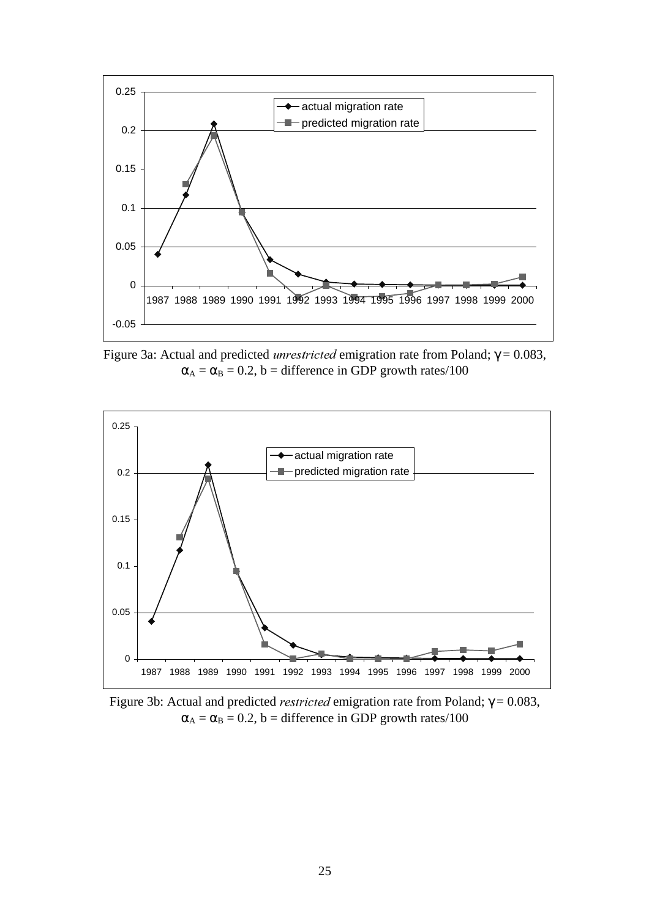Figure 3a: Actual and predicted *unrestricted* emigration rate from Poland; $\gamma = 0.083$, $\alpha_A = \alpha_B = 0.2$, b = difference in GDP growth rates/100

Figure 3b: Actual and predicted *restricted* emigration rate from Poland; $\gamma = 0.083$, $\alpha_A = \alpha_B = 0.2$, b = difference in GDP growth rates/100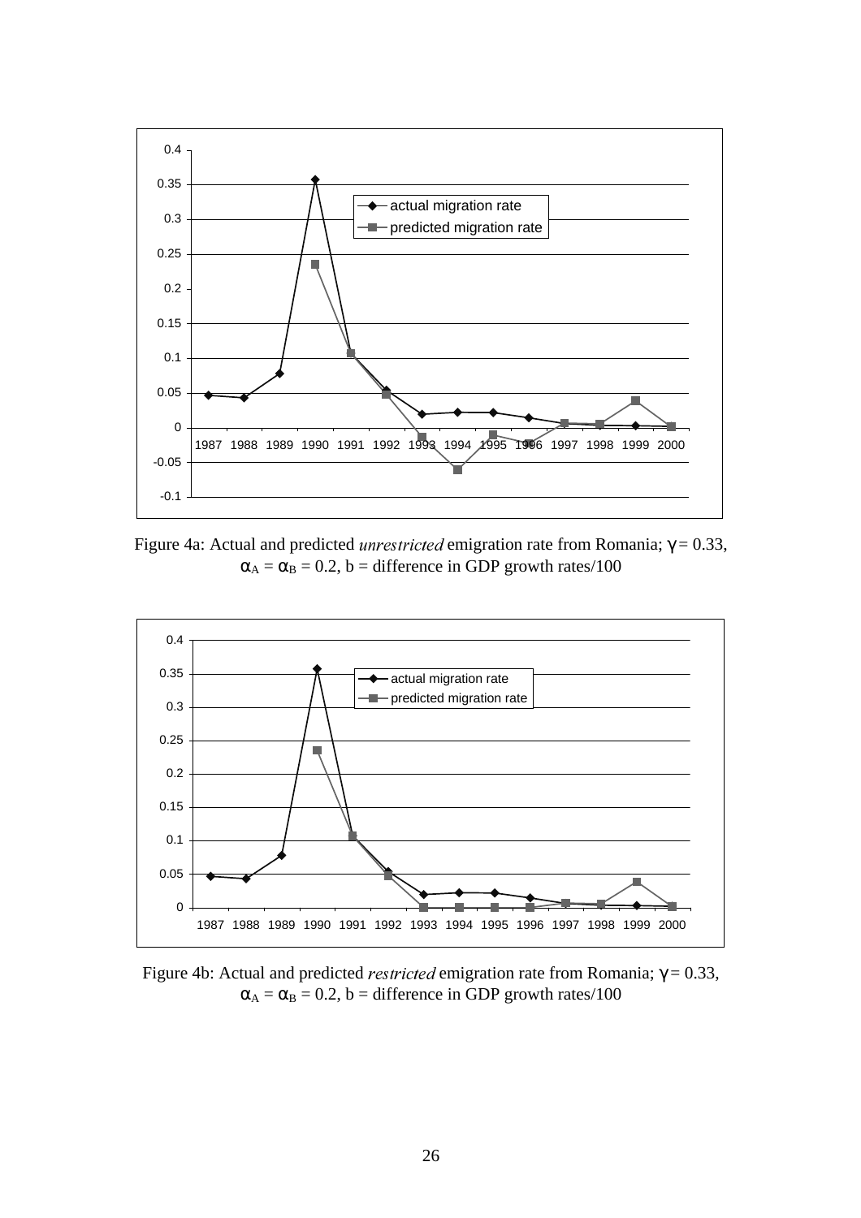Figure 4a: Actual and predicted *unrestricted* emigration rate from Romania; $\gamma = 0.33$, $\alpha_A = \alpha_B = 0.2$, b = difference in GDP growth rates/100

Figure 4b: Actual and predicted *restricted* emigration rate from Romania; $\gamma = 0.33$, $\alpha_A = \alpha_B = 0.2$, b = difference in GDP growth rates/100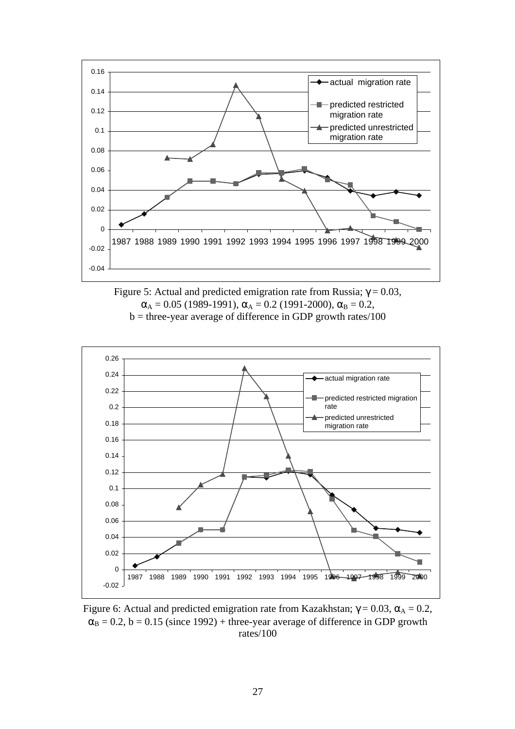Figure 5: Actual and predicted emigration rate from Russia; $\gamma = 0.03$, $\alpha_A = 0.05$ (1989-1991), $\alpha_A = 0.2$ (1991-2000), $\alpha_B = 0.2$, b = three-year average of difference in GDP growth rates/100

Figure 6: Actual and predicted emigration rate from Kazakhstan; $\gamma = 0.03$, $\alpha_A = 0.2$, $\alpha_B = 0.2$, b = 0.15 (since 1992) + three-year average of difference in GDP growth rates/100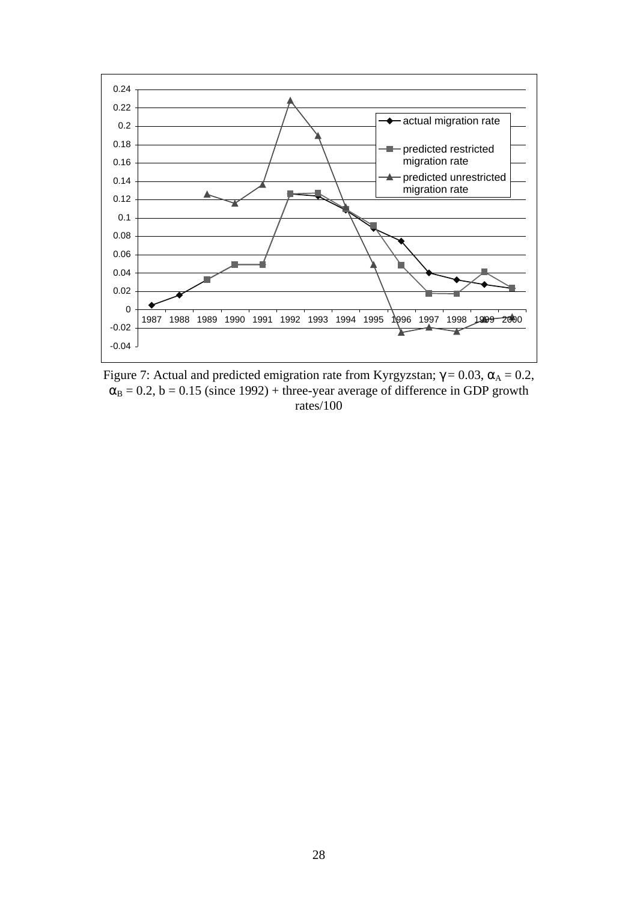0.24
0.22
0.2
0.18
0.16
0.14
0.12
0.1
0.08
0.06
0.04
0.02
0
-0.02
-0.04

1987 1988 1989 1990 1991 1992 1993 1994 1995 1996 1997 1998 1999 2000

actual migration rate

predicted restricted migration rate

predicted unrestricted migration rate

Figure 7: Actual and predicted emigration rate from Kyrgyzstan; $\gamma = 0.03$, $\alpha_A = 0.2$, $\alpha_B = 0.2$, b = 0.15 (since 1992) + three-year average of difference in GDP growth rates/100